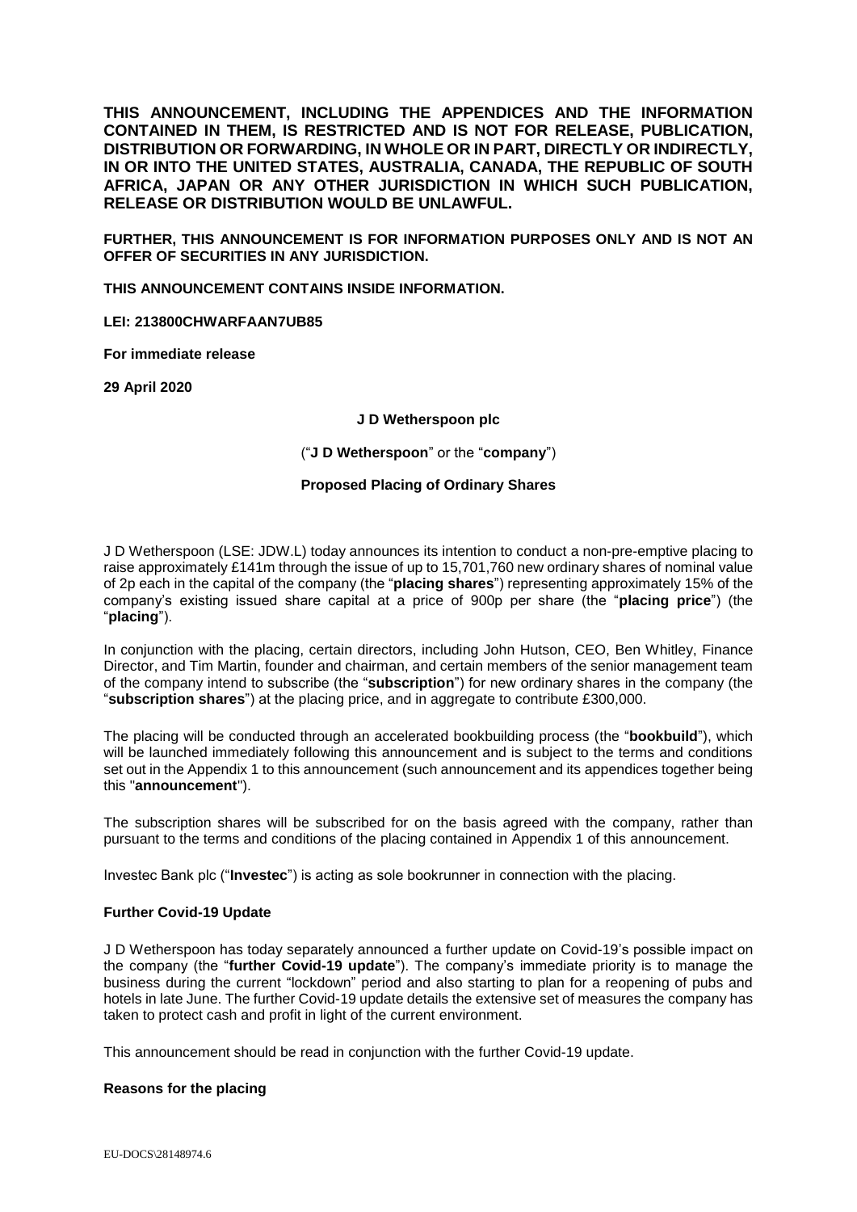**THIS ANNOUNCEMENT, INCLUDING THE APPENDICES AND THE INFORMATION CONTAINED IN THEM, IS RESTRICTED AND IS NOT FOR RELEASE, PUBLICATION, DISTRIBUTION OR FORWARDING, IN WHOLE OR IN PART, DIRECTLY OR INDIRECTLY, IN OR INTO THE UNITED STATES, AUSTRALIA, CANADA, THE REPUBLIC OF SOUTH AFRICA, JAPAN OR ANY OTHER JURISDICTION IN WHICH SUCH PUBLICATION, RELEASE OR DISTRIBUTION WOULD BE UNLAWFUL.**

**FURTHER, THIS ANNOUNCEMENT IS FOR INFORMATION PURPOSES ONLY AND IS NOT AN OFFER OF SECURITIES IN ANY JURISDICTION.**

**THIS ANNOUNCEMENT CONTAINS INSIDE INFORMATION.**

**LEI: 213800CHWARFAAN7UB85**

**For immediate release**

**29 April 2020**

**J D Wetherspoon plc**

("**J D Wetherspoon**" or the "**company**")

**Proposed Placing of Ordinary Shares**

J D Wetherspoon (LSE: JDW.L) today announces its intention to conduct a non-pre-emptive placing to raise approximately £141m through the issue of up to 15,701,760 new ordinary shares of nominal value of 2p each in the capital of the company (the "**placing shares**") representing approximately 15% of the company's existing issued share capital at a price of 900p per share (the "**placing price**") (the "**placing**").

In conjunction with the placing, certain directors, including John Hutson, CEO, Ben Whitley, Finance Director, and Tim Martin, founder and chairman, and certain members of the senior management team of the company intend to subscribe (the "**subscription**") for new ordinary shares in the company (the "**subscription shares**") at the placing price, and in aggregate to contribute £300,000.

The placing will be conducted through an accelerated bookbuilding process (the "**bookbuild**"), which will be launched immediately following this announcement and is subject to the terms and conditions set out in the Appendix 1 to this announcement (such announcement and its appendices together being this "**announcement**").

The subscription shares will be subscribed for on the basis agreed with the company, rather than pursuant to the terms and conditions of the placing contained in Appendix 1 of this announcement.

Investec Bank plc ("**Investec**") is acting as sole bookrunner in connection with the placing.

**Further Covid-19 Update**

J D Wetherspoon has today separately announced a further update on Covid-19's possible impact on the company (the "**further Covid-19 update**"). The company's immediate priority is to manage the business during the current "lockdown" period and also starting to plan for a reopening of pubs and hotels in late June. The further Covid-19 update details the extensive set of measures the company has taken to protect cash and profit in light of the current environment.

This announcement should be read in conjunction with the further Covid-19 update.

**Reasons for the placing**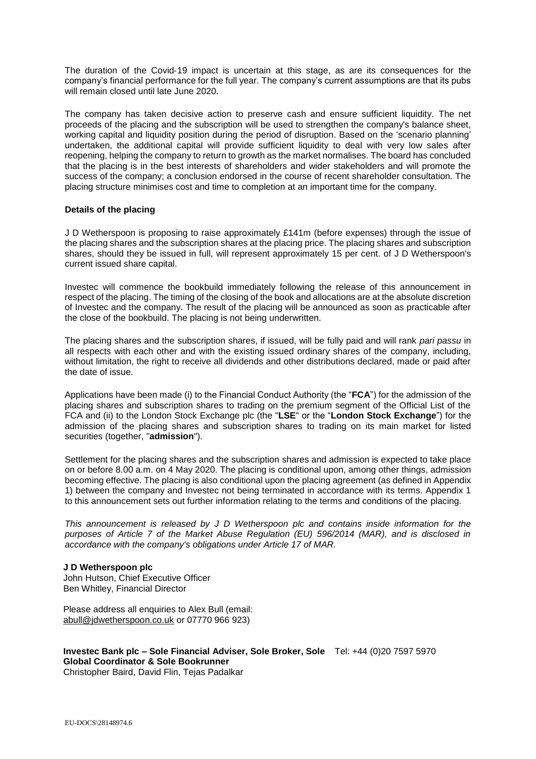The duration of the Covid-19 impact is uncertain at this stage, as are its consequences for the company's financial performance for the full year. The company's current assumptions are that its pubs will remain closed until late June 2020.

The company has taken decisive action to preserve cash and ensure sufficient liquidity. The net proceeds of the placing and the subscription will be used to strengthen the company's balance sheet, working capital and liquidity position during the period of disruption. Based on the 'scenario planning' undertaken, the additional capital will provide sufficient liquidity to deal with very low sales after reopening, helping the company to return to growth as the market normalises. The board has concluded that the placing is in the best interests of shareholders and wider stakeholders and will promote the success of the company; a conclusion endorsed in the course of recent shareholder consultation. The placing structure minimises cost and time to completion at an important time for the company.

**Details of the placing**

J D Wetherspoon is proposing to raise approximately £141m (before expenses) through the issue of the placing shares and the subscription shares at the placing price. The placing shares and subscription shares, should they be issued in full, will represent approximately 15 per cent. of J D Wetherspoon's current issued share capital.

Investec will commence the bookbuild immediately following the release of this announcement in respect of the placing. The timing of the closing of the book and allocations are at the absolute discretion of Investec and the company. The result of the placing will be announced as soon as practicable after the close of the bookbuild. The placing is not being underwritten.

The placing shares and the subscription shares, if issued, will be fully paid and will rank *pari passu* in all respects with each other and with the existing issued ordinary shares of the company, including, without limitation, the right to receive all dividends and other distributions declared, made or paid after the date of issue.

Applications have been made (i) to the Financial Conduct Authority (the "**FCA**") for the admission of the placing shares and subscription shares to trading on the premium segment of the Official List of the FCA and (ii) to the London Stock Exchange plc (the "**LSE**" or the "**London Stock Exchange**") for the admission of the placing shares and subscription shares to trading on its main market for listed securities (together, "**admission**").

Settlement for the placing shares and the subscription shares and admission is expected to take place on or before 8.00 a.m. on 4 May 2020. The placing is conditional upon, among other things, admission becoming effective. The placing is also conditional upon the placing agreement (as defined in Appendix 1) between the company and Investec not being terminated in accordance with its terms. Appendix 1 to this announcement sets out further information relating to the terms and conditions of the placing.

*This announcement is released by J D Wetherspoon plc and contains inside information for the purposes of Article 7 of the Market Abuse Regulation (EU) 596/2014 (MAR), and is disclosed in accordance with the company's obligations under Article 17 of MAR.*

**J D Wetherspoon plc**
John Hutson, Chief Executive Officer
Ben Whitley, Financial Director

Please address all enquiries to Alex Bull (email: abull@jdwetherspoon.co.uk or 07770 966 923)

**Investec Bank plc – Sole Financial Adviser, Sole Broker, Sole Global Coordinator & Sole Bookrunner** Tel: +44 (0)20 7597 5970
Christopher Baird, David Flin, Tejas Padalkar

EU-DOCS\28148974.6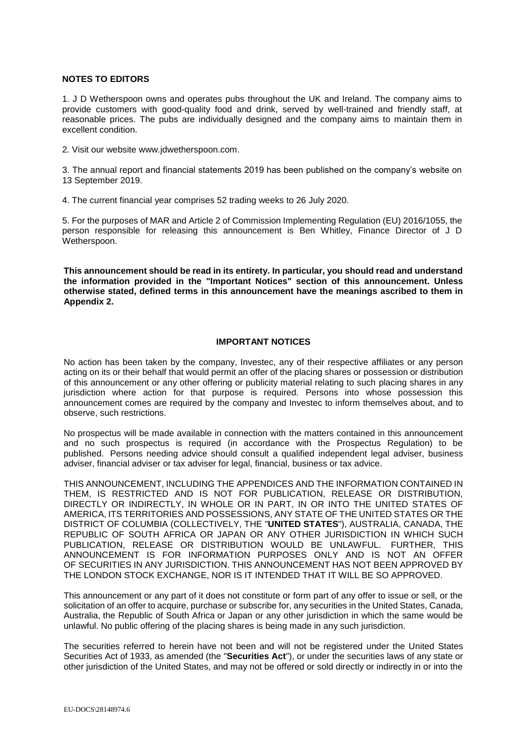**NOTES TO EDITORS**

1. J D Wetherspoon owns and operates pubs throughout the UK and Ireland. The company aims to provide customers with good-quality food and drink, served by well-trained and friendly staff, at reasonable prices. The pubs are individually designed and the company aims to maintain them in excellent condition.

2. Visit our website www.jdwetherspoon.com.

3. The annual report and financial statements 2019 has been published on the company's website on 13 September 2019.

4. The current financial year comprises 52 trading weeks to 26 July 2020.

5. For the purposes of MAR and Article 2 of Commission Implementing Regulation (EU) 2016/1055, the person responsible for releasing this announcement is Ben Whitley, Finance Director of J D Wetherspoon.

**This announcement should be read in its entirety. In particular, you should read and understand the information provided in the "Important Notices" section of this announcement. Unless otherwise stated, defined terms in this announcement have the meanings ascribed to them in Appendix 2.**

**IMPORTANT NOTICES**

No action has been taken by the company, Investec, any of their respective affiliates or any person acting on its or their behalf that would permit an offer of the placing shares or possession or distribution of this announcement or any other offering or publicity material relating to such placing shares in any jurisdiction where action for that purpose is required. Persons into whose possession this announcement comes are required by the company and Investec to inform themselves about, and to observe, such restrictions.

No prospectus will be made available in connection with the matters contained in this announcement and no such prospectus is required (in accordance with the Prospectus Regulation) to be published. Persons needing advice should consult a qualified independent legal adviser, business adviser, financial adviser or tax adviser for legal, financial, business or tax advice.

THIS ANNOUNCEMENT, INCLUDING THE APPENDICES AND THE INFORMATION CONTAINED IN THEM, IS RESTRICTED AND IS NOT FOR PUBLICATION, RELEASE OR DISTRIBUTION, DIRECTLY OR INDIRECTLY, IN WHOLE OR IN PART, IN OR INTO THE UNITED STATES OF AMERICA, ITS TERRITORIES AND POSSESSIONS, ANY STATE OF THE UNITED STATES OR THE DISTRICT OF COLUMBIA (COLLECTIVELY, THE "**UNITED STATES**"), AUSTRALIA, CANADA, THE REPUBLIC OF SOUTH AFRICA OR JAPAN OR ANY OTHER JURISDICTION IN WHICH SUCH PUBLICATION, RELEASE OR DISTRIBUTION WOULD BE UNLAWFUL. FURTHER, THIS ANNOUNCEMENT IS FOR INFORMATION PURPOSES ONLY AND IS NOT AN OFFER OF SECURITIES IN ANY JURISDICTION. THIS ANNOUNCEMENT HAS NOT BEEN APPROVED BY THE LONDON STOCK EXCHANGE, NOR IS IT INTENDED THAT IT WILL BE SO APPROVED.

This announcement or any part of it does not constitute or form part of any offer to issue or sell, or the solicitation of an offer to acquire, purchase or subscribe for, any securities in the United States, Canada, Australia, the Republic of South Africa or Japan or any other jurisdiction in which the same would be unlawful. No public offering of the placing shares is being made in any such jurisdiction.

The securities referred to herein have not been and will not be registered under the United States Securities Act of 1933, as amended (the "**Securities Act**"), or under the securities laws of any state or other jurisdiction of the United States, and may not be offered or sold directly or indirectly in or into the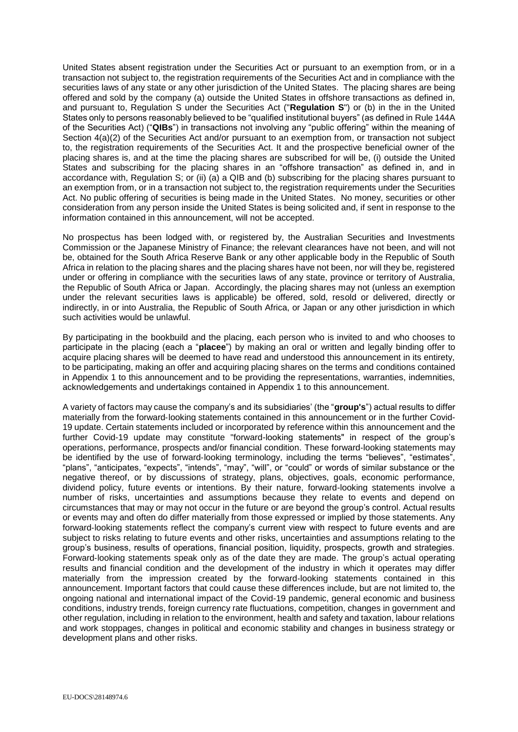United States absent registration under the Securities Act or pursuant to an exemption from, or in a transaction not subject to, the registration requirements of the Securities Act and in compliance with the securities laws of any state or any other jurisdiction of the United States. The placing shares are being offered and sold by the company (a) outside the United States in offshore transactions as defined in, and pursuant to, Regulation S under the Securities Act ("**Regulation S**") or (b) in the in the United States only to persons reasonably believed to be "qualified institutional buyers" (as defined in Rule 144A of the Securities Act) ("**QIBs**") in transactions not involving any "public offering" within the meaning of Section 4(a)(2) of the Securities Act and/or pursuant to an exemption from, or transaction not subject to, the registration requirements of the Securities Act. It and the prospective beneficial owner of the placing shares is, and at the time the placing shares are subscribed for will be, (i) outside the United States and subscribing for the placing shares in an "offshore transaction" as defined in, and in accordance with, Regulation S; or (ii) (a) a QIB and (b) subscribing for the placing shares pursuant to an exemption from, or in a transaction not subject to, the registration requirements under the Securities Act. No public offering of securities is being made in the United States. No money, securities or other consideration from any person inside the United States is being solicited and, if sent in response to the information contained in this announcement, will not be accepted.

No prospectus has been lodged with, or registered by, the Australian Securities and Investments Commission or the Japanese Ministry of Finance; the relevant clearances have not been, and will not be, obtained for the South Africa Reserve Bank or any other applicable body in the Republic of South Africa in relation to the placing shares and the placing shares have not been, nor will they be, registered under or offering in compliance with the securities laws of any state, province or territory of Australia, the Republic of South Africa or Japan. Accordingly, the placing shares may not (unless an exemption under the relevant securities laws is applicable) be offered, sold, resold or delivered, directly or indirectly, in or into Australia, the Republic of South Africa, or Japan or any other jurisdiction in which such activities would be unlawful.

By participating in the bookbuild and the placing, each person who is invited to and who chooses to participate in the placing (each a "**placee**") by making an oral or written and legally binding offer to acquire placing shares will be deemed to have read and understood this announcement in its entirety, to be participating, making an offer and acquiring placing shares on the terms and conditions contained in Appendix 1 to this announcement and to be providing the representations, warranties, indemnities, acknowledgements and undertakings contained in Appendix 1 to this announcement.

A variety of factors may cause the company's and its subsidiaries' (the "**group's**") actual results to differ materially from the forward-looking statements contained in this announcement or in the further Covid-19 update. Certain statements included or incorporated by reference within this announcement and the further Covid-19 update may constitute "forward-looking statements" in respect of the group's operations, performance, prospects and/or financial condition. These forward-looking statements may be identified by the use of forward-looking terminology, including the terms "believes", "estimates", "plans", "anticipates, "expects", "intends", "may", "will", or "could" or words of similar substance or the negative thereof, or by discussions of strategy, plans, objectives, goals, economic performance, dividend policy, future events or intentions. By their nature, forward-looking statements involve a number of risks, uncertainties and assumptions because they relate to events and depend on circumstances that may or may not occur in the future or are beyond the group's control. Actual results or events may and often do differ materially from those expressed or implied by those statements. Any forward-looking statements reflect the company's current view with respect to future events and are subject to risks relating to future events and other risks, uncertainties and assumptions relating to the group's business, results of operations, financial position, liquidity, prospects, growth and strategies. Forward-looking statements speak only as of the date they are made. The group's actual operating results and financial condition and the development of the industry in which it operates may differ materially from the impression created by the forward-looking statements contained in this announcement. Important factors that could cause these differences include, but are not limited to, the ongoing national and international impact of the Covid-19 pandemic, general economic and business conditions, industry trends, foreign currency rate fluctuations, competition, changes in government and other regulation, including in relation to the environment, health and safety and taxation, labour relations and work stoppages, changes in political and economic stability and changes in business strategy or development plans and other risks.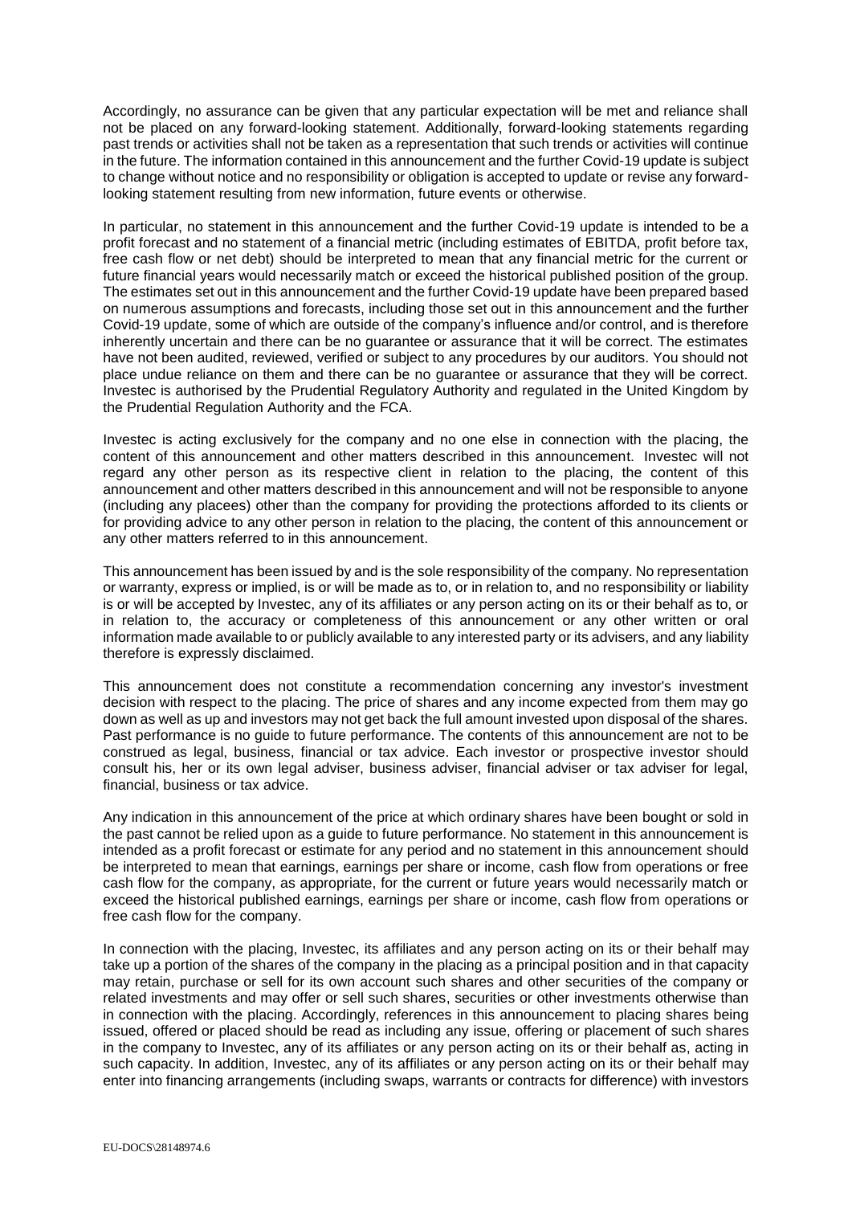Accordingly, no assurance can be given that any particular expectation will be met and reliance shall not be placed on any forward-looking statement. Additionally, forward-looking statements regarding past trends or activities shall not be taken as a representation that such trends or activities will continue in the future. The information contained in this announcement and the further Covid-19 update is subject to change without notice and no responsibility or obligation is accepted to update or revise any forward-looking statement resulting from new information, future events or otherwise.

In particular, no statement in this announcement and the further Covid-19 update is intended to be a profit forecast and no statement of a financial metric (including estimates of EBITDA, profit before tax, free cash flow or net debt) should be interpreted to mean that any financial metric for the current or future financial years would necessarily match or exceed the historical published position of the group. The estimates set out in this announcement and the further Covid-19 update have been prepared based on numerous assumptions and forecasts, including those set out in this announcement and the further Covid-19 update, some of which are outside of the company's influence and/or control, and is therefore inherently uncertain and there can be no guarantee or assurance that it will be correct. The estimates have not been audited, reviewed, verified or subject to any procedures by our auditors. You should not place undue reliance on them and there can be no guarantee or assurance that they will be correct. Investec is authorised by the Prudential Regulatory Authority and regulated in the United Kingdom by the Prudential Regulation Authority and the FCA.

Investec is acting exclusively for the company and no one else in connection with the placing, the content of this announcement and other matters described in this announcement. Investec will not regard any other person as its respective client in relation to the placing, the content of this announcement and other matters described in this announcement and will not be responsible to anyone (including any placees) other than the company for providing the protections afforded to its clients or for providing advice to any other person in relation to the placing, the content of this announcement or any other matters referred to in this announcement.

This announcement has been issued by and is the sole responsibility of the company. No representation or warranty, express or implied, is or will be made as to, or in relation to, and no responsibility or liability is or will be accepted by Investec, any of its affiliates or any person acting on its or their behalf as to, or in relation to, the accuracy or completeness of this announcement or any other written or oral information made available to or publicly available to any interested party or its advisers, and any liability therefore is expressly disclaimed.

This announcement does not constitute a recommendation concerning any investor's investment decision with respect to the placing. The price of shares and any income expected from them may go down as well as up and investors may not get back the full amount invested upon disposal of the shares. Past performance is no guide to future performance. The contents of this announcement are not to be construed as legal, business, financial or tax advice. Each investor or prospective investor should consult his, her or its own legal adviser, business adviser, financial adviser or tax adviser for legal, financial, business or tax advice.

Any indication in this announcement of the price at which ordinary shares have been bought or sold in the past cannot be relied upon as a guide to future performance. No statement in this announcement is intended as a profit forecast or estimate for any period and no statement in this announcement should be interpreted to mean that earnings, earnings per share or income, cash flow from operations or free cash flow for the company, as appropriate, for the current or future years would necessarily match or exceed the historical published earnings, earnings per share or income, cash flow from operations or free cash flow for the company.

In connection with the placing, Investec, its affiliates and any person acting on its or their behalf may take up a portion of the shares of the company in the placing as a principal position and in that capacity may retain, purchase or sell for its own account such shares and other securities of the company or related investments and may offer or sell such shares, securities or other investments otherwise than in connection with the placing. Accordingly, references in this announcement to placing shares being issued, offered or placed should be read as including any issue, offering or placement of such shares in the company to Investec, any of its affiliates or any person acting on its or their behalf as, acting in such capacity. In addition, Investec, any of its affiliates or any person acting on its or their behalf may enter into financing arrangements (including swaps, warrants or contracts for difference) with investors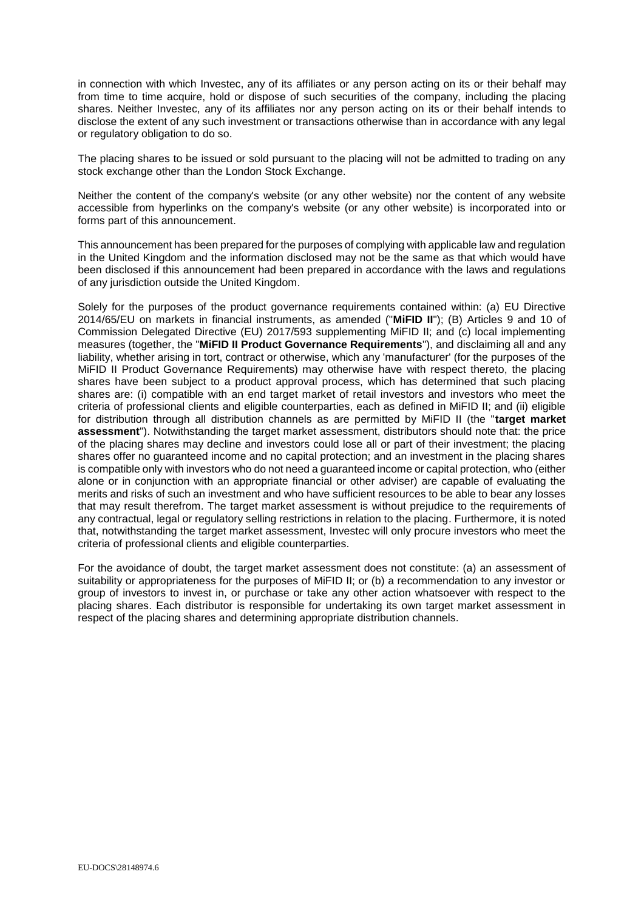in connection with which Investec, any of its affiliates or any person acting on its or their behalf may from time to time acquire, hold or dispose of such securities of the company, including the placing shares. Neither Investec, any of its affiliates nor any person acting on its or their behalf intends to disclose the extent of any such investment or transactions otherwise than in accordance with any legal or regulatory obligation to do so.

The placing shares to be issued or sold pursuant to the placing will not be admitted to trading on any stock exchange other than the London Stock Exchange.

Neither the content of the company's website (or any other website) nor the content of any website accessible from hyperlinks on the company's website (or any other website) is incorporated into or forms part of this announcement.

This announcement has been prepared for the purposes of complying with applicable law and regulation in the United Kingdom and the information disclosed may not be the same as that which would have been disclosed if this announcement had been prepared in accordance with the laws and regulations of any jurisdiction outside the United Kingdom.

Solely for the purposes of the product governance requirements contained within: (a) EU Directive 2014/65/EU on markets in financial instruments, as amended ("**MiFID II**"); (B) Articles 9 and 10 of Commission Delegated Directive (EU) 2017/593 supplementing MiFID II; and (c) local implementing measures (together, the "**MiFID II Product Governance Requirements**"), and disclaiming all and any liability, whether arising in tort, contract or otherwise, which any 'manufacturer' (for the purposes of the MiFID II Product Governance Requirements) may otherwise have with respect thereto, the placing shares have been subject to a product approval process, which has determined that such placing shares are: (i) compatible with an end target market of retail investors and investors who meet the criteria of professional clients and eligible counterparties, each as defined in MiFID II; and (ii) eligible for distribution through all distribution channels as are permitted by MiFID II (the "**target market assessment**"). Notwithstanding the target market assessment, distributors should note that: the price of the placing shares may decline and investors could lose all or part of their investment; the placing shares offer no guaranteed income and no capital protection; and an investment in the placing shares is compatible only with investors who do not need a guaranteed income or capital protection, who (either alone or in conjunction with an appropriate financial or other adviser) are capable of evaluating the merits and risks of such an investment and who have sufficient resources to be able to bear any losses that may result therefrom. The target market assessment is without prejudice to the requirements of any contractual, legal or regulatory selling restrictions in relation to the placing. Furthermore, it is noted that, notwithstanding the target market assessment, Investec will only procure investors who meet the criteria of professional clients and eligible counterparties.

For the avoidance of doubt, the target market assessment does not constitute: (a) an assessment of suitability or appropriateness for the purposes of MiFID II; or (b) a recommendation to any investor or group of investors to invest in, or purchase or take any other action whatsoever with respect to the placing shares. Each distributor is responsible for undertaking its own target market assessment in respect of the placing shares and determining appropriate distribution channels.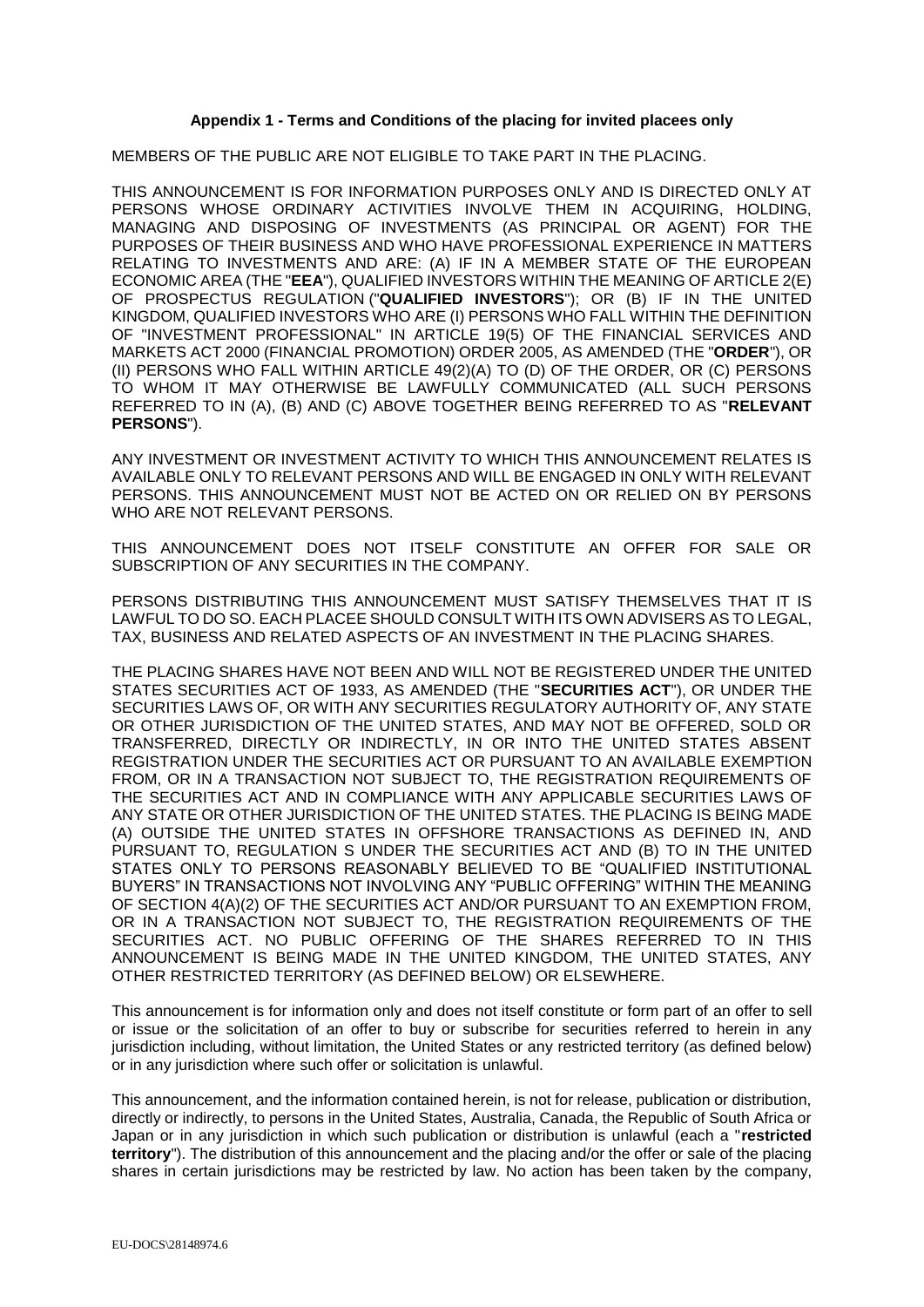**Appendix 1 - Terms and Conditions of the placing for invited placees only**

MEMBERS OF THE PUBLIC ARE NOT ELIGIBLE TO TAKE PART IN THE PLACING.

THIS ANNOUNCEMENT IS FOR INFORMATION PURPOSES ONLY AND IS DIRECTED ONLY AT PERSONS WHOSE ORDINARY ACTIVITIES INVOLVE THEM IN ACQUIRING, HOLDING, MANAGING AND DISPOSING OF INVESTMENTS (AS PRINCIPAL OR AGENT) FOR THE PURPOSES OF THEIR BUSINESS AND WHO HAVE PROFESSIONAL EXPERIENCE IN MATTERS RELATING TO INVESTMENTS AND ARE: (A) IF IN A MEMBER STATE OF THE EUROPEAN ECONOMIC AREA (THE "**EEA**"), QUALIFIED INVESTORS WITHIN THE MEANING OF ARTICLE 2(E) OF PROSPECTUS REGULATION ("**QUALIFIED INVESTORS**"); OR (B) IF IN THE UNITED KINGDOM, QUALIFIED INVESTORS WHO ARE (I) PERSONS WHO FALL WITHIN THE DEFINITION OF "INVESTMENT PROFESSIONAL" IN ARTICLE 19(5) OF THE FINANCIAL SERVICES AND MARKETS ACT 2000 (FINANCIAL PROMOTION) ORDER 2005, AS AMENDED (THE "**ORDER**"), OR (II) PERSONS WHO FALL WITHIN ARTICLE 49(2)(A) TO (D) OF THE ORDER, OR (C) PERSONS TO WHOM IT MAY OTHERWISE BE LAWFULLY COMMUNICATED (ALL SUCH PERSONS REFERRED TO IN (A), (B) AND (C) ABOVE TOGETHER BEING REFERRED TO AS "**RELEVANT PERSONS**").

ANY INVESTMENT OR INVESTMENT ACTIVITY TO WHICH THIS ANNOUNCEMENT RELATES IS AVAILABLE ONLY TO RELEVANT PERSONS AND WILL BE ENGAGED IN ONLY WITH RELEVANT PERSONS. THIS ANNOUNCEMENT MUST NOT BE ACTED ON OR RELIED ON BY PERSONS WHO ARE NOT RELEVANT PERSONS.

THIS ANNOUNCEMENT DOES NOT ITSELF CONSTITUTE AN OFFER FOR SALE OR SUBSCRIPTION OF ANY SECURITIES IN THE COMPANY.

PERSONS DISTRIBUTING THIS ANNOUNCEMENT MUST SATISFY THEMSELVES THAT IT IS LAWFUL TO DO SO. EACH PLACEE SHOULD CONSULT WITH ITS OWN ADVISERS AS TO LEGAL, TAX, BUSINESS AND RELATED ASPECTS OF AN INVESTMENT IN THE PLACING SHARES.

THE PLACING SHARES HAVE NOT BEEN AND WILL NOT BE REGISTERED UNDER THE UNITED STATES SECURITIES ACT OF 1933, AS AMENDED (THE "**SECURITIES ACT**"), OR UNDER THE SECURITIES LAWS OF, OR WITH ANY SECURITIES REGULATORY AUTHORITY OF, ANY STATE OR OTHER JURISDICTION OF THE UNITED STATES, AND MAY NOT BE OFFERED, SOLD OR TRANSFERRED, DIRECTLY OR INDIRECTLY, IN OR INTO THE UNITED STATES ABSENT REGISTRATION UNDER THE SECURITIES ACT OR PURSUANT TO AN AVAILABLE EXEMPTION FROM, OR IN A TRANSACTION NOT SUBJECT TO, THE REGISTRATION REQUIREMENTS OF THE SECURITIES ACT AND IN COMPLIANCE WITH ANY APPLICABLE SECURITIES LAWS OF ANY STATE OR OTHER JURISDICTION OF THE UNITED STATES. THE PLACING IS BEING MADE (A) OUTSIDE THE UNITED STATES IN OFFSHORE TRANSACTIONS AS DEFINED IN, AND PURSUANT TO, REGULATION S UNDER THE SECURITIES ACT AND (B) TO IN THE UNITED STATES ONLY TO PERSONS REASONABLY BELIEVED TO BE "QUALIFIED INSTITUTIONAL BUYERS" IN TRANSACTIONS NOT INVOLVING ANY "PUBLIC OFFERING" WITHIN THE MEANING OF SECTION 4(A)(2) OF THE SECURITIES ACT AND/OR PURSUANT TO AN EXEMPTION FROM, OR IN A TRANSACTION NOT SUBJECT TO, THE REGISTRATION REQUIREMENTS OF THE SECURITIES ACT. NO PUBLIC OFFERING OF THE SHARES REFERRED TO IN THIS ANNOUNCEMENT IS BEING MADE IN THE UNITED KINGDOM, THE UNITED STATES, ANY OTHER RESTRICTED TERRITORY (AS DEFINED BELOW) OR ELSEWHERE.

This announcement is for information only and does not itself constitute or form part of an offer to sell or issue or the solicitation of an offer to buy or subscribe for securities referred to herein in any jurisdiction including, without limitation, the United States or any restricted territory (as defined below) or in any jurisdiction where such offer or solicitation is unlawful.

This announcement, and the information contained herein, is not for release, publication or distribution, directly or indirectly, to persons in the United States, Australia, Canada, the Republic of South Africa or Japan or in any jurisdiction in which such publication or distribution is unlawful (each a "**restricted territory**"). The distribution of this announcement and the placing and/or the offer or sale of the placing shares in certain jurisdictions may be restricted by law. No action has been taken by the company,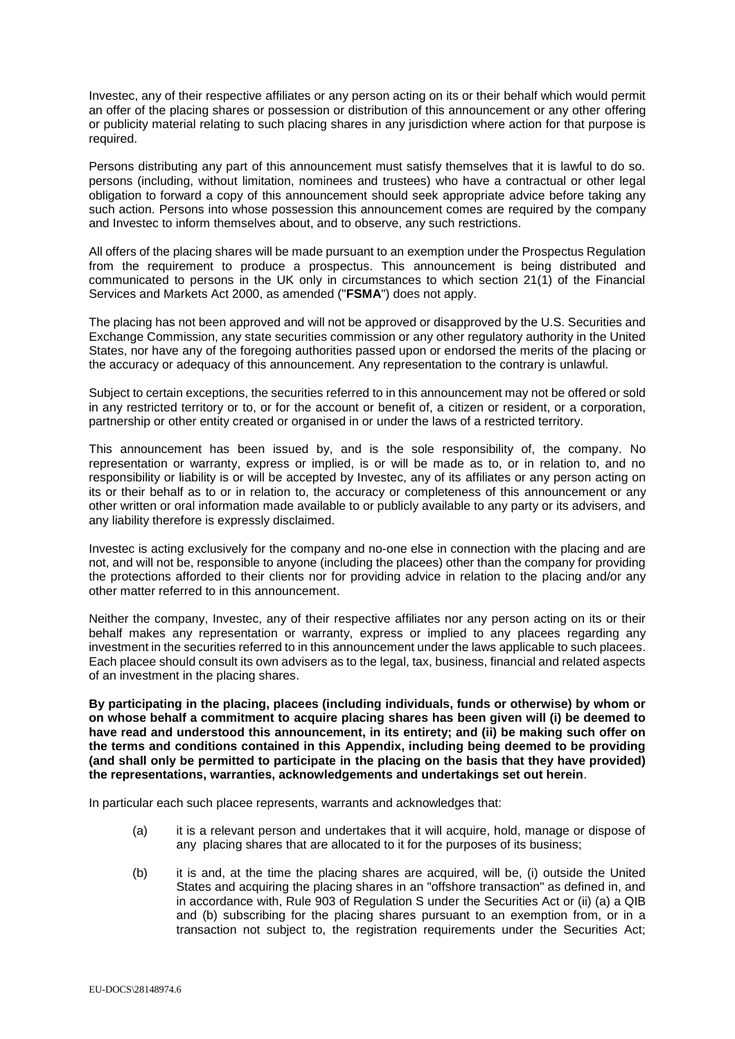Investec, any of their respective affiliates or any person acting on its or their behalf which would permit an offer of the placing shares or possession or distribution of this announcement or any other offering or publicity material relating to such placing shares in any jurisdiction where action for that purpose is required.

Persons distributing any part of this announcement must satisfy themselves that it is lawful to do so. persons (including, without limitation, nominees and trustees) who have a contractual or other legal obligation to forward a copy of this announcement should seek appropriate advice before taking any such action. Persons into whose possession this announcement comes are required by the company and Investec to inform themselves about, and to observe, any such restrictions.

All offers of the placing shares will be made pursuant to an exemption under the Prospectus Regulation from the requirement to produce a prospectus. This announcement is being distributed and communicated to persons in the UK only in circumstances to which section 21(1) of the Financial Services and Markets Act 2000, as amended ("**FSMA**") does not apply.

The placing has not been approved and will not be approved or disapproved by the U.S. Securities and Exchange Commission, any state securities commission or any other regulatory authority in the United States, nor have any of the foregoing authorities passed upon or endorsed the merits of the placing or the accuracy or adequacy of this announcement. Any representation to the contrary is unlawful.

Subject to certain exceptions, the securities referred to in this announcement may not be offered or sold in any restricted territory or to, or for the account or benefit of, a citizen or resident, or a corporation, partnership or other entity created or organised in or under the laws of a restricted territory.

This announcement has been issued by, and is the sole responsibility of, the company. No representation or warranty, express or implied, is or will be made as to, or in relation to, and no responsibility or liability is or will be accepted by Investec, any of its affiliates or any person acting on its or their behalf as to or in relation to, the accuracy or completeness of this announcement or any other written or oral information made available to or publicly available to any party or its advisers, and any liability therefore is expressly disclaimed.

Investec is acting exclusively for the company and no-one else in connection with the placing and are not, and will not be, responsible to anyone (including the placees) other than the company for providing the protections afforded to their clients nor for providing advice in relation to the placing and/or any other matter referred to in this announcement.

Neither the company, Investec, any of their respective affiliates nor any person acting on its or their behalf makes any representation or warranty, express or implied to any placees regarding any investment in the securities referred to in this announcement under the laws applicable to such placees. Each placee should consult its own advisers as to the legal, tax, business, financial and related aspects of an investment in the placing shares.

**By participating in the placing, placees (including individuals, funds or otherwise) by whom or on whose behalf a commitment to acquire placing shares has been given will (i) be deemed to have read and understood this announcement, in its entirety; and (ii) be making such offer on the terms and conditions contained in this Appendix, including being deemed to be providing (and shall only be permitted to participate in the placing on the basis that they have provided) the representations, warranties, acknowledgements and undertakings set out herein**.

In particular each such placee represents, warrants and acknowledges that:

(a) it is a relevant person and undertakes that it will acquire, hold, manage or dispose of any placing shares that are allocated to it for the purposes of its business;

(b) it is and, at the time the placing shares are acquired, will be, (i) outside the United States and acquiring the placing shares in an "offshore transaction" as defined in, and in accordance with, Rule 903 of Regulation S under the Securities Act or (ii) (a) a QIB and (b) subscribing for the placing shares pursuant to an exemption from, or in a transaction not subject to, the registration requirements under the Securities Act;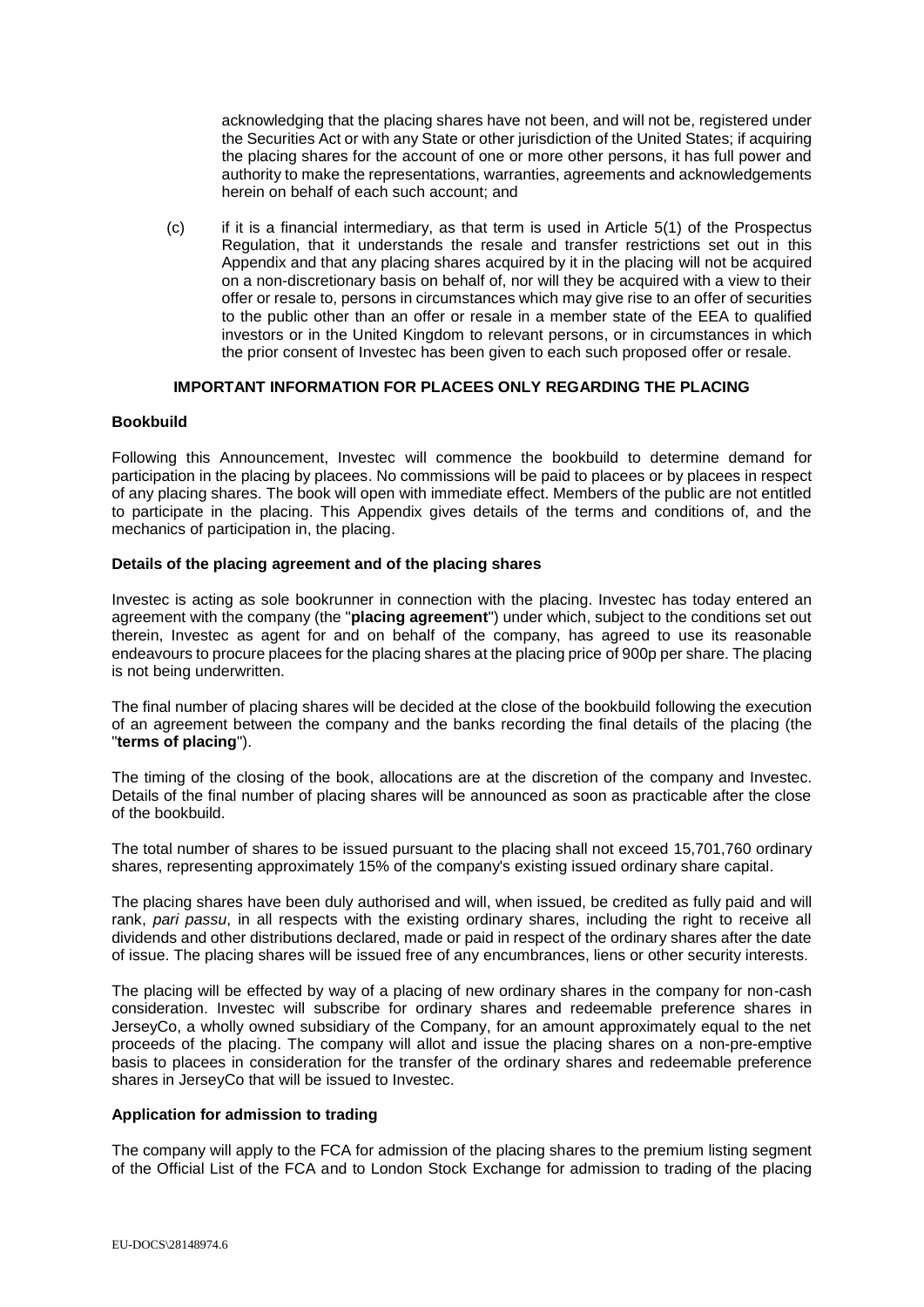acknowledging that the placing shares have not been, and will not be, registered under the Securities Act or with any State or other jurisdiction of the United States; if acquiring the placing shares for the account of one or more other persons, it has full power and authority to make the representations, warranties, agreements and acknowledgements herein on behalf of each such account; and

(c) if it is a financial intermediary, as that term is used in Article 5(1) of the Prospectus Regulation, that it understands the resale and transfer restrictions set out in this Appendix and that any placing shares acquired by it in the placing will not be acquired on a non-discretionary basis on behalf of, nor will they be acquired with a view to their offer or resale to, persons in circumstances which may give rise to an offer of securities to the public other than an offer or resale in a member state of the EEA to qualified investors or in the United Kingdom to relevant persons, or in circumstances in which the prior consent of Investec has been given to each such proposed offer or resale.

## IMPORTANT INFORMATION FOR PLACEES ONLY REGARDING THE PLACING

**Bookbuild**

Following this Announcement, Investec will commence the bookbuild to determine demand for participation in the placing by placees. No commissions will be paid to placees or by placees in respect of any placing shares. The book will open with immediate effect. Members of the public are not entitled to participate in the placing. This Appendix gives details of the terms and conditions of, and the mechanics of participation in, the placing.

**Details of the placing agreement and of the placing shares**

Investec is acting as sole bookrunner in connection with the placing. Investec has today entered an agreement with the company (the "**placing agreement**") under which, subject to the conditions set out therein, Investec as agent for and on behalf of the company, has agreed to use its reasonable endeavours to procure placees for the placing shares at the placing price of 900p per share. The placing is not being underwritten.

The final number of placing shares will be decided at the close of the bookbuild following the execution of an agreement between the company and the banks recording the final details of the placing (the "**terms of placing**").

The timing of the closing of the book, allocations are at the discretion of the company and Investec. Details of the final number of placing shares will be announced as soon as practicable after the close of the bookbuild.

The total number of shares to be issued pursuant to the placing shall not exceed 15,701,760 ordinary shares, representing approximately 15% of the company's existing issued ordinary share capital.

The placing shares have been duly authorised and will, when issued, be credited as fully paid and will rank, *pari passu*, in all respects with the existing ordinary shares, including the right to receive all dividends and other distributions declared, made or paid in respect of the ordinary shares after the date of issue. The placing shares will be issued free of any encumbrances, liens or other security interests.

The placing will be effected by way of a placing of new ordinary shares in the company for non-cash consideration. Investec will subscribe for ordinary shares and redeemable preference shares in JerseyCo, a wholly owned subsidiary of the Company, for an amount approximately equal to the net proceeds of the placing. The company will allot and issue the placing shares on a non-pre-emptive basis to placees in consideration for the transfer of the ordinary shares and redeemable preference shares in JerseyCo that will be issued to Investec.

**Application for admission to trading**

The company will apply to the FCA for admission of the placing shares to the premium listing segment of the Official List of the FCA and to London Stock Exchange for admission to trading of the placing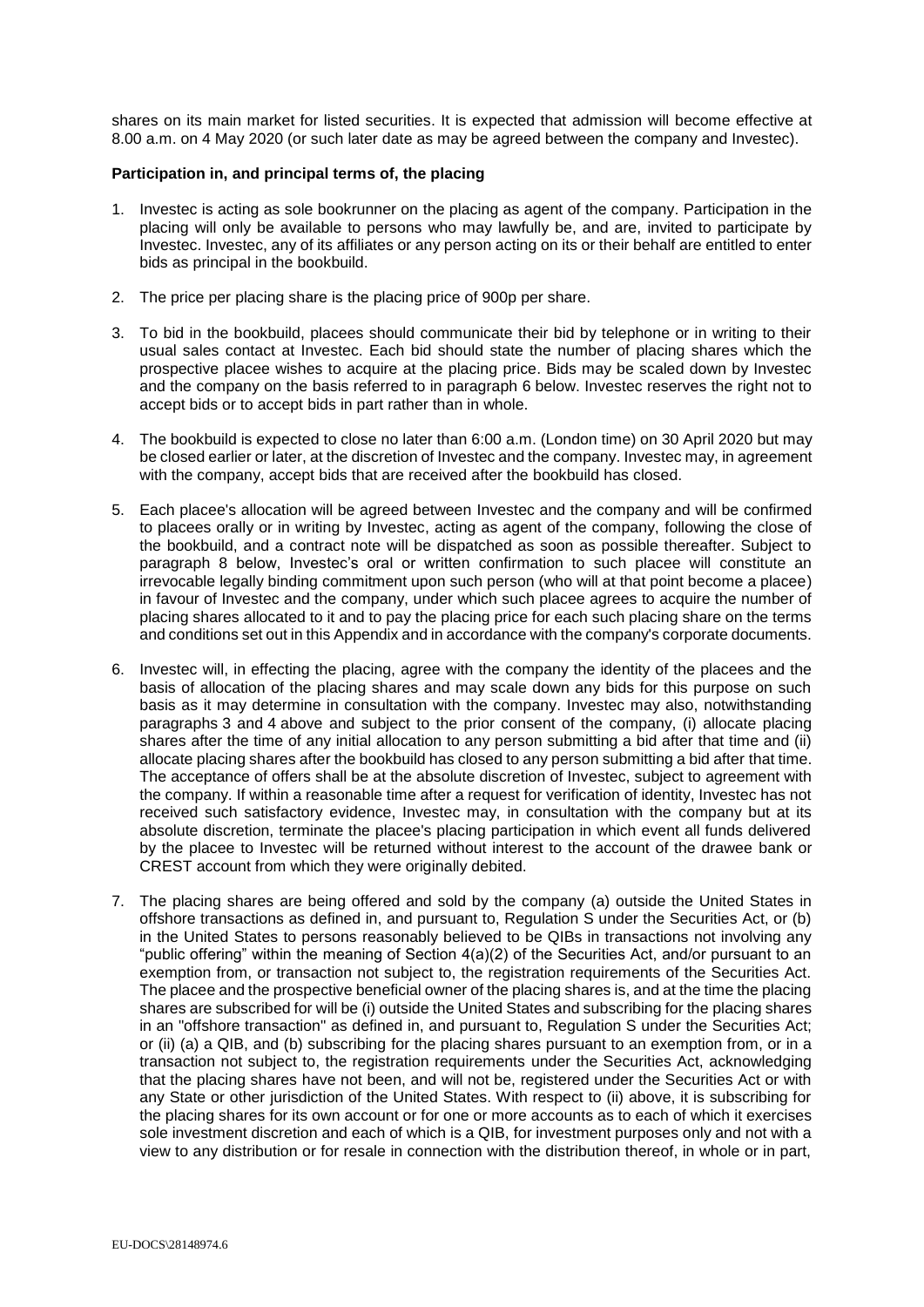shares on its main market for listed securities. It is expected that admission will become effective at 8.00 a.m. on 4 May 2020 (or such later date as may be agreed between the company and Investec).

**Participation in, and principal terms of, the placing**

1. Investec is acting as sole bookrunner on the placing as agent of the company. Participation in the placing will only be available to persons who may lawfully be, and are, invited to participate by Investec. Investec, any of its affiliates or any person acting on its or their behalf are entitled to enter bids as principal in the bookbuild.

2. The price per placing share is the placing price of 900p per share.

3. To bid in the bookbuild, placees should communicate their bid by telephone or in writing to their usual sales contact at Investec. Each bid should state the number of placing shares which the prospective placee wishes to acquire at the placing price. Bids may be scaled down by Investec and the company on the basis referred to in paragraph 6 below. Investec reserves the right not to accept bids or to accept bids in part rather than in whole.

4. The bookbuild is expected to close no later than 6:00 a.m. (London time) on 30 April 2020 but may be closed earlier or later, at the discretion of Investec and the company. Investec may, in agreement with the company, accept bids that are received after the bookbuild has closed.

5. Each placee's allocation will be agreed between Investec and the company and will be confirmed to placees orally or in writing by Investec, acting as agent of the company, following the close of the bookbuild, and a contract note will be dispatched as soon as possible thereafter. Subject to paragraph 8 below, Investec's oral or written confirmation to such placee will constitute an irrevocable legally binding commitment upon such person (who will at that point become a placee) in favour of Investec and the company, under which such placee agrees to acquire the number of placing shares allocated to it and to pay the placing price for each such placing share on the terms and conditions set out in this Appendix and in accordance with the company's corporate documents.

6. Investec will, in effecting the placing, agree with the company the identity of the placees and the basis of allocation of the placing shares and may scale down any bids for this purpose on such basis as it may determine in consultation with the company. Investec may also, notwithstanding paragraphs 3 and 4 above and subject to the prior consent of the company, (i) allocate placing shares after the time of any initial allocation to any person submitting a bid after that time and (ii) allocate placing shares after the bookbuild has closed to any person submitting a bid after that time. The acceptance of offers shall be at the absolute discretion of Investec, subject to agreement with the company. If within a reasonable time after a request for verification of identity, Investec has not received such satisfactory evidence, Investec may, in consultation with the company but at its absolute discretion, terminate the placee's placing participation in which event all funds delivered by the placee to Investec will be returned without interest to the account of the drawee bank or CREST account from which they were originally debited.

7. The placing shares are being offered and sold by the company (a) outside the United States in offshore transactions as defined in, and pursuant to, Regulation S under the Securities Act, or (b) in the United States to persons reasonably believed to be QIBs in transactions not involving any "public offering" within the meaning of Section 4(a)(2) of the Securities Act, and/or pursuant to an exemption from, or transaction not subject to, the registration requirements of the Securities Act. The placee and the prospective beneficial owner of the placing shares is, and at the time the placing shares are subscribed for will be (i) outside the United States and subscribing for the placing shares in an "offshore transaction" as defined in, and pursuant to, Regulation S under the Securities Act; or (ii) (a) a QIB, and (b) subscribing for the placing shares pursuant to an exemption from, or in a transaction not subject to, the registration requirements under the Securities Act, acknowledging that the placing shares have not been, and will not be, registered under the Securities Act or with any State or other jurisdiction of the United States. With respect to (ii) above, it is subscribing for the placing shares for its own account or for one or more accounts as to each of which it exercises sole investment discretion and each of which is a QIB, for investment purposes only and not with a view to any distribution or for resale in connection with the distribution thereof, in whole or in part,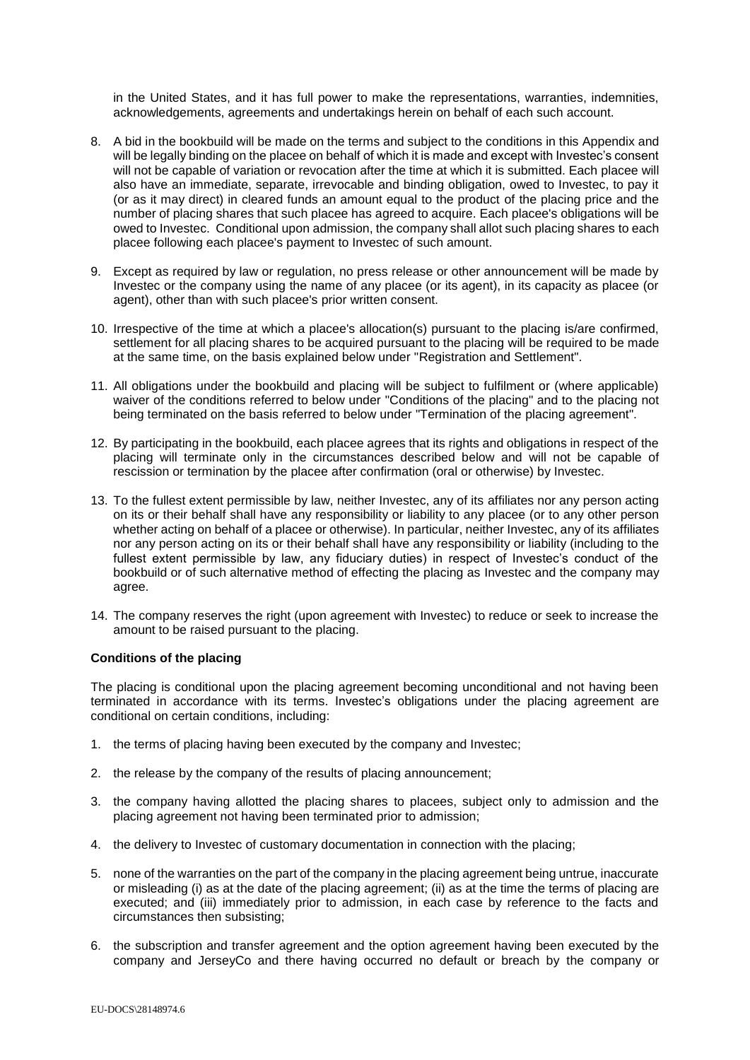in the United States, and it has full power to make the representations, warranties, indemnities, acknowledgements, agreements and undertakings herein on behalf of each such account.

8. A bid in the bookbuild will be made on the terms and subject to the conditions in this Appendix and will be legally binding on the placee on behalf of which it is made and except with Investec's consent will not be capable of variation or revocation after the time at which it is submitted. Each placee will also have an immediate, separate, irrevocable and binding obligation, owed to Investec, to pay it (or as it may direct) in cleared funds an amount equal to the product of the placing price and the number of placing shares that such placee has agreed to acquire. Each placee's obligations will be owed to Investec. Conditional upon admission, the company shall allot such placing shares to each placee following each placee's payment to Investec of such amount.

9. Except as required by law or regulation, no press release or other announcement will be made by Investec or the company using the name of any placee (or its agent), in its capacity as placee (or agent), other than with such placee's prior written consent.

10. Irrespective of the time at which a placee's allocation(s) pursuant to the placing is/are confirmed, settlement for all placing shares to be acquired pursuant to the placing will be required to be made at the same time, on the basis explained below under "Registration and Settlement".

11. All obligations under the bookbuild and placing will be subject to fulfilment or (where applicable) waiver of the conditions referred to below under "Conditions of the placing" and to the placing not being terminated on the basis referred to below under "Termination of the placing agreement".

12. By participating in the bookbuild, each placee agrees that its rights and obligations in respect of the placing will terminate only in the circumstances described below and will not be capable of rescission or termination by the placee after confirmation (oral or otherwise) by Investec.

13. To the fullest extent permissible by law, neither Investec, any of its affiliates nor any person acting on its or their behalf shall have any responsibility or liability to any placee (or to any other person whether acting on behalf of a placee or otherwise). In particular, neither Investec, any of its affiliates nor any person acting on its or their behalf shall have any responsibility or liability (including to the fullest extent permissible by law, any fiduciary duties) in respect of Investec's conduct of the bookbuild or of such alternative method of effecting the placing as Investec and the company may agree.

14. The company reserves the right (upon agreement with Investec) to reduce or seek to increase the amount to be raised pursuant to the placing.

**Conditions of the placing**

The placing is conditional upon the placing agreement becoming unconditional and not having been terminated in accordance with its terms. Investec's obligations under the placing agreement are conditional on certain conditions, including:

1. the terms of placing having been executed by the company and Investec;

2. the release by the company of the results of placing announcement;

3. the company having allotted the placing shares to placees, subject only to admission and the placing agreement not having been terminated prior to admission;

4. the delivery to Investec of customary documentation in connection with the placing;

5. none of the warranties on the part of the company in the placing agreement being untrue, inaccurate or misleading (i) as at the date of the placing agreement; (ii) as at the time the terms of placing are executed; and (iii) immediately prior to admission, in each case by reference to the facts and circumstances then subsisting;

6. the subscription and transfer agreement and the option agreement having been executed by the company and JerseyCo and there having occurred no default or breach by the company or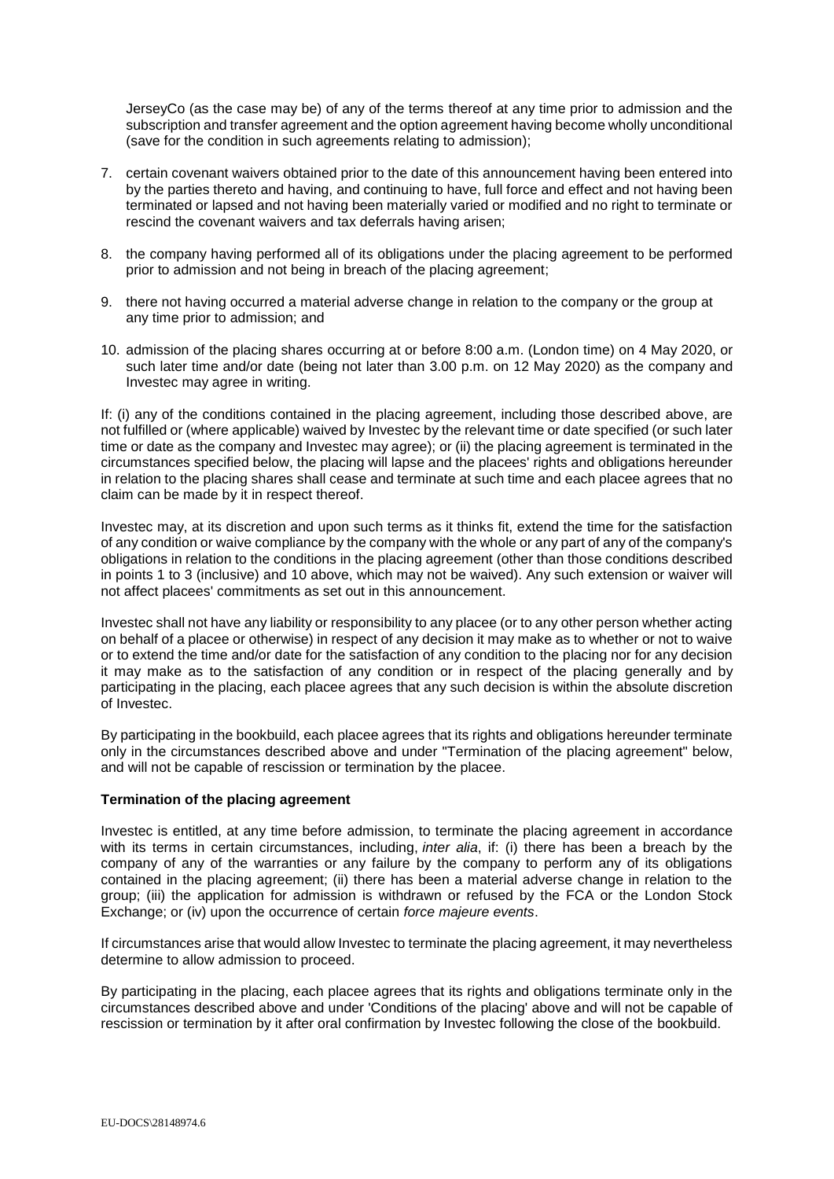JerseyCo (as the case may be) of any of the terms thereof at any time prior to admission and the subscription and transfer agreement and the option agreement having become wholly unconditional (save for the condition in such agreements relating to admission);

7. certain covenant waivers obtained prior to the date of this announcement having been entered into by the parties thereto and having, and continuing to have, full force and effect and not having been terminated or lapsed and not having been materially varied or modified and no right to terminate or rescind the covenant waivers and tax deferrals having arisen;

8. the company having performed all of its obligations under the placing agreement to be performed prior to admission and not being in breach of the placing agreement;

9. there not having occurred a material adverse change in relation to the company or the group at any time prior to admission; and

10. admission of the placing shares occurring at or before 8:00 a.m. (London time) on 4 May 2020, or such later time and/or date (being not later than 3.00 p.m. on 12 May 2020) as the company and Investec may agree in writing.

If: (i) any of the conditions contained in the placing agreement, including those described above, are not fulfilled or (where applicable) waived by Investec by the relevant time or date specified (or such later time or date as the company and Investec may agree); or (ii) the placing agreement is terminated in the circumstances specified below, the placing will lapse and the placees' rights and obligations hereunder in relation to the placing shares shall cease and terminate at such time and each placee agrees that no claim can be made by it in respect thereof.

Investec may, at its discretion and upon such terms as it thinks fit, extend the time for the satisfaction of any condition or waive compliance by the company with the whole or any part of any of the company's obligations in relation to the conditions in the placing agreement (other than those conditions described in points 1 to 3 (inclusive) and 10 above, which may not be waived). Any such extension or waiver will not affect placees' commitments as set out in this announcement.

Investec shall not have any liability or responsibility to any placee (or to any other person whether acting on behalf of a placee or otherwise) in respect of any decision it may make as to whether or not to waive or to extend the time and/or date for the satisfaction of any condition to the placing nor for any decision it may make as to the satisfaction of any condition or in respect of the placing generally and by participating in the placing, each placee agrees that any such decision is within the absolute discretion of Investec.

By participating in the bookbuild, each placee agrees that its rights and obligations hereunder terminate only in the circumstances described above and under "Termination of the placing agreement" below, and will not be capable of rescission or termination by the placee.

**Termination of the placing agreement**

Investec is entitled, at any time before admission, to terminate the placing agreement in accordance with its terms in certain circumstances, including, *inter alia*, if: (i) there has been a breach by the company of any of the warranties or any failure by the company to perform any of its obligations contained in the placing agreement; (ii) there has been a material adverse change in relation to the group; (iii) the application for admission is withdrawn or refused by the FCA or the London Stock Exchange; or (iv) upon the occurrence of certain *force majeure events*.

If circumstances arise that would allow Investec to terminate the placing agreement, it may nevertheless determine to allow admission to proceed.

By participating in the placing, each placee agrees that its rights and obligations terminate only in the circumstances described above and under 'Conditions of the placing' above and will not be capable of rescission or termination by it after oral confirmation by Investec following the close of the bookbuild.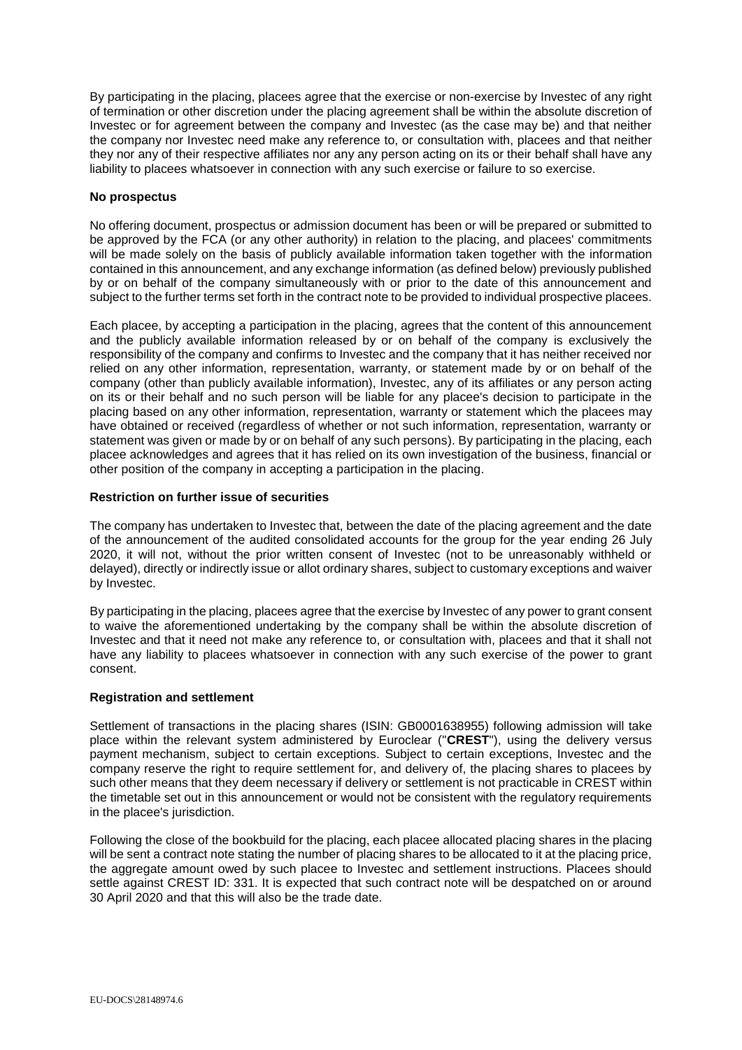By participating in the placing, placees agree that the exercise or non-exercise by Investec of any right of termination or other discretion under the placing agreement shall be within the absolute discretion of Investec or for agreement between the company and Investec (as the case may be) and that neither the company nor Investec need make any reference to, or consultation with, placees and that neither they nor any of their respective affiliates nor any any person acting on its or their behalf shall have any liability to placees whatsoever in connection with any such exercise or failure to so exercise.

**No prospectus**

No offering document, prospectus or admission document has been or will be prepared or submitted to be approved by the FCA (or any other authority) in relation to the placing, and placees' commitments will be made solely on the basis of publicly available information taken together with the information contained in this announcement, and any exchange information (as defined below) previously published by or on behalf of the company simultaneously with or prior to the date of this announcement and subject to the further terms set forth in the contract note to be provided to individual prospective placees.

Each placee, by accepting a participation in the placing, agrees that the content of this announcement and the publicly available information released by or on behalf of the company is exclusively the responsibility of the company and confirms to Investec and the company that it has neither received nor relied on any other information, representation, warranty, or statement made by or on behalf of the company (other than publicly available information), Investec, any of its affiliates or any person acting on its or their behalf and no such person will be liable for any placee's decision to participate in the placing based on any other information, representation, warranty or statement which the placees may have obtained or received (regardless of whether or not such information, representation, warranty or statement was given or made by or on behalf of any such persons). By participating in the placing, each placee acknowledges and agrees that it has relied on its own investigation of the business, financial or other position of the company in accepting a participation in the placing.

**Restriction on further issue of securities**

The company has undertaken to Investec that, between the date of the placing agreement and the date of the announcement of the audited consolidated accounts for the group for the year ending 26 July 2020, it will not, without the prior written consent of Investec (not to be unreasonably withheld or delayed), directly or indirectly issue or allot ordinary shares, subject to customary exceptions and waiver by Investec.

By participating in the placing, placees agree that the exercise by Investec of any power to grant consent to waive the aforementioned undertaking by the company shall be within the absolute discretion of Investec and that it need not make any reference to, or consultation with, placees and that it shall not have any liability to placees whatsoever in connection with any such exercise of the power to grant consent.

**Registration and settlement**

Settlement of transactions in the placing shares (ISIN: GB0001638955) following admission will take place within the relevant system administered by Euroclear ("**CREST**"), using the delivery versus payment mechanism, subject to certain exceptions. Subject to certain exceptions, Investec and the company reserve the right to require settlement for, and delivery of, the placing shares to placees by such other means that they deem necessary if delivery or settlement is not practicable in CREST within the timetable set out in this announcement or would not be consistent with the regulatory requirements in the placee's jurisdiction.

Following the close of the bookbuild for the placing, each placee allocated placing shares in the placing will be sent a contract note stating the number of placing shares to be allocated to it at the placing price, the aggregate amount owed by such placee to Investec and settlement instructions. Placees should settle against CREST ID: 331. It is expected that such contract note will be despatched on or around 30 April 2020 and that this will also be the trade date.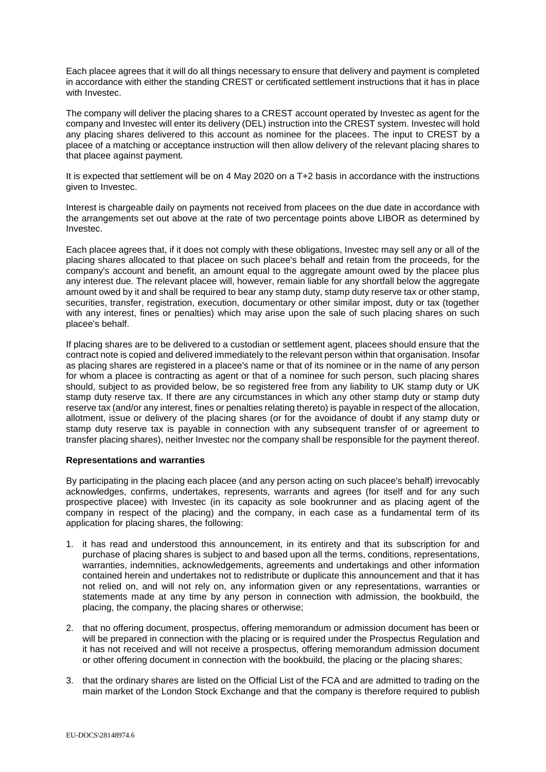Each placee agrees that it will do all things necessary to ensure that delivery and payment is completed in accordance with either the standing CREST or certificated settlement instructions that it has in place with Investec.

The company will deliver the placing shares to a CREST account operated by Investec as agent for the company and Investec will enter its delivery (DEL) instruction into the CREST system. Investec will hold any placing shares delivered to this account as nominee for the placees. The input to CREST by a placee of a matching or acceptance instruction will then allow delivery of the relevant placing shares to that placee against payment.

It is expected that settlement will be on 4 May 2020 on a T+2 basis in accordance with the instructions given to Investec.

Interest is chargeable daily on payments not received from placees on the due date in accordance with the arrangements set out above at the rate of two percentage points above LIBOR as determined by Investec.

Each placee agrees that, if it does not comply with these obligations, Investec may sell any or all of the placing shares allocated to that placee on such placee's behalf and retain from the proceeds, for the company's account and benefit, an amount equal to the aggregate amount owed by the placee plus any interest due. The relevant placee will, however, remain liable for any shortfall below the aggregate amount owed by it and shall be required to bear any stamp duty, stamp duty reserve tax or other stamp, securities, transfer, registration, execution, documentary or other similar impost, duty or tax (together with any interest, fines or penalties) which may arise upon the sale of such placing shares on such placee's behalf.

If placing shares are to be delivered to a custodian or settlement agent, placees should ensure that the contract note is copied and delivered immediately to the relevant person within that organisation. Insofar as placing shares are registered in a placee's name or that of its nominee or in the name of any person for whom a placee is contracting as agent or that of a nominee for such person, such placing shares should, subject to as provided below, be so registered free from any liability to UK stamp duty or UK stamp duty reserve tax. If there are any circumstances in which any other stamp duty or stamp duty reserve tax (and/or any interest, fines or penalties relating thereto) is payable in respect of the allocation, allotment, issue or delivery of the placing shares (or for the avoidance of doubt if any stamp duty or stamp duty reserve tax is payable in connection with any subsequent transfer of or agreement to transfer placing shares), neither Investec nor the company shall be responsible for the payment thereof.

**Representations and warranties**

By participating in the placing each placee (and any person acting on such placee's behalf) irrevocably acknowledges, confirms, undertakes, represents, warrants and agrees (for itself and for any such prospective placee) with Investec (in its capacity as sole bookrunner and as placing agent of the company in respect of the placing) and the company, in each case as a fundamental term of its application for placing shares, the following:

1. it has read and understood this announcement, in its entirety and that its subscription for and purchase of placing shares is subject to and based upon all the terms, conditions, representations, warranties, indemnities, acknowledgements, agreements and undertakings and other information contained herein and undertakes not to redistribute or duplicate this announcement and that it has not relied on, and will not rely on, any information given or any representations, warranties or statements made at any time by any person in connection with admission, the bookbuild, the placing, the company, the placing shares or otherwise;
2. that no offering document, prospectus, offering memorandum or admission document has been or will be prepared in connection with the placing or is required under the Prospectus Regulation and it has not received and will not receive a prospectus, offering memorandum admission document or other offering document in connection with the bookbuild, the placing or the placing shares;
3. that the ordinary shares are listed on the Official List of the FCA and are admitted to trading on the main market of the London Stock Exchange and that the company is therefore required to publish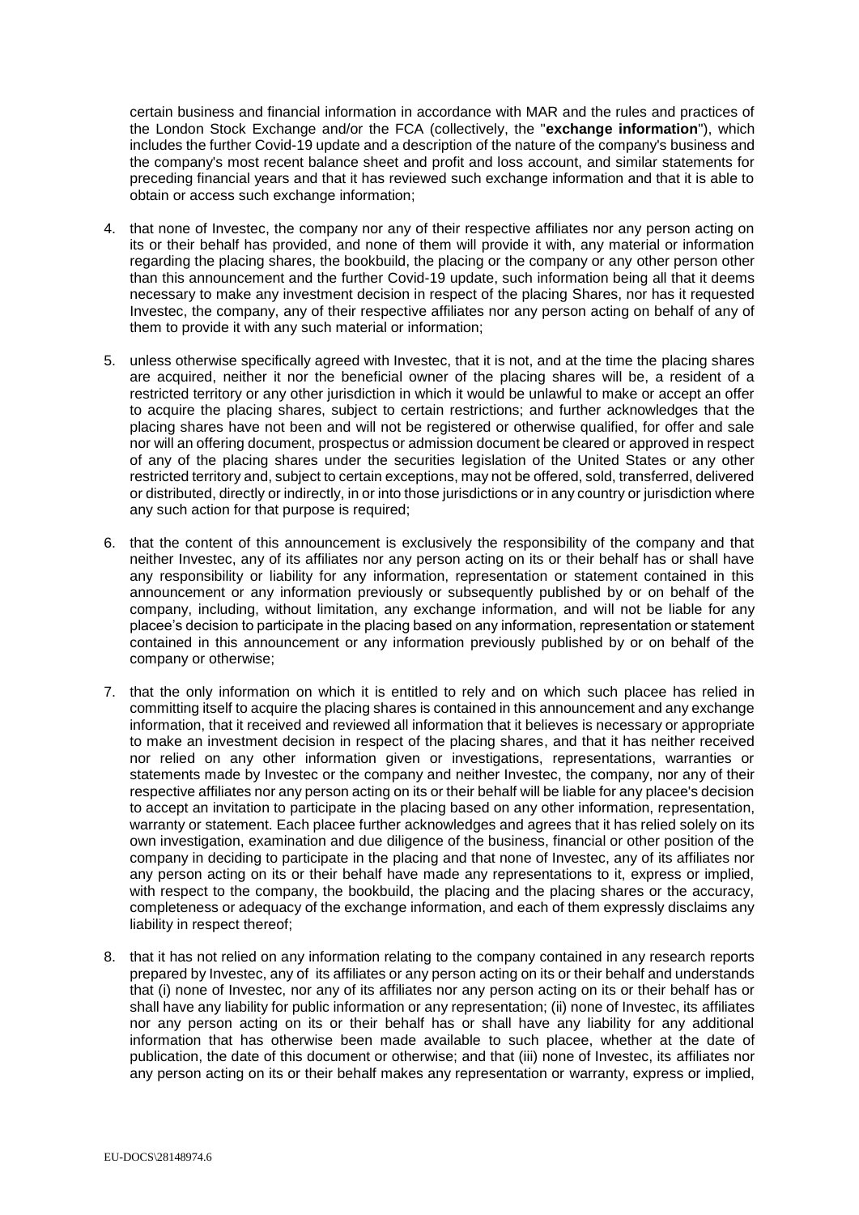certain business and financial information in accordance with MAR and the rules and practices of the London Stock Exchange and/or the FCA (collectively, the "**exchange information**"), which includes the further Covid-19 update and a description of the nature of the company's business and the company's most recent balance sheet and profit and loss account, and similar statements for preceding financial years and that it has reviewed such exchange information and that it is able to obtain or access such exchange information;

4. that none of Investec, the company nor any of their respective affiliates nor any person acting on its or their behalf has provided, and none of them will provide it with, any material or information regarding the placing shares, the bookbuild, the placing or the company or any other person other than this announcement and the further Covid-19 update, such information being all that it deems necessary to make any investment decision in respect of the placing Shares, nor has it requested Investec, the company, any of their respective affiliates nor any person acting on behalf of any of them to provide it with any such material or information;

5. unless otherwise specifically agreed with Investec, that it is not, and at the time the placing shares are acquired, neither it nor the beneficial owner of the placing shares will be, a resident of a restricted territory or any other jurisdiction in which it would be unlawful to make or accept an offer to acquire the placing shares, subject to certain restrictions; and further acknowledges that the placing shares have not been and will not be registered or otherwise qualified, for offer and sale nor will an offering document, prospectus or admission document be cleared or approved in respect of any of the placing shares under the securities legislation of the United States or any other restricted territory and, subject to certain exceptions, may not be offered, sold, transferred, delivered or distributed, directly or indirectly, in or into those jurisdictions or in any country or jurisdiction where any such action for that purpose is required;

6. that the content of this announcement is exclusively the responsibility of the company and that neither Investec, any of its affiliates nor any person acting on its or their behalf has or shall have any responsibility or liability for any information, representation or statement contained in this announcement or any information previously or subsequently published by or on behalf of the company, including, without limitation, any exchange information, and will not be liable for any placee's decision to participate in the placing based on any information, representation or statement contained in this announcement or any information previously published by or on behalf of the company or otherwise;

7. that the only information on which it is entitled to rely and on which such placee has relied in committing itself to acquire the placing shares is contained in this announcement and any exchange information, that it received and reviewed all information that it believes is necessary or appropriate to make an investment decision in respect of the placing shares, and that it has neither received nor relied on any other information given or investigations, representations, warranties or statements made by Investec or the company and neither Investec, the company, nor any of their respective affiliates nor any person acting on its or their behalf will be liable for any placee's decision to accept an invitation to participate in the placing based on any other information, representation, warranty or statement. Each placee further acknowledges and agrees that it has relied solely on its own investigation, examination and due diligence of the business, financial or other position of the company in deciding to participate in the placing and that none of Investec, any of its affiliates nor any person acting on its or their behalf have made any representations to it, express or implied, with respect to the company, the bookbuild, the placing and the placing shares or the accuracy, completeness or adequacy of the exchange information, and each of them expressly disclaims any liability in respect thereof;

8. that it has not relied on any information relating to the company contained in any research reports prepared by Investec, any of its affiliates or any person acting on its or their behalf and understands that (i) none of Investec, nor any of its affiliates nor any person acting on its or their behalf has or shall have any liability for public information or any representation; (ii) none of Investec, its affiliates nor any person acting on its or their behalf has or shall have any liability for any additional information that has otherwise been made available to such placee, whether at the date of publication, the date of this document or otherwise; and that (iii) none of Investec, its affiliates nor any person acting on its or their behalf makes any representation or warranty, express or implied,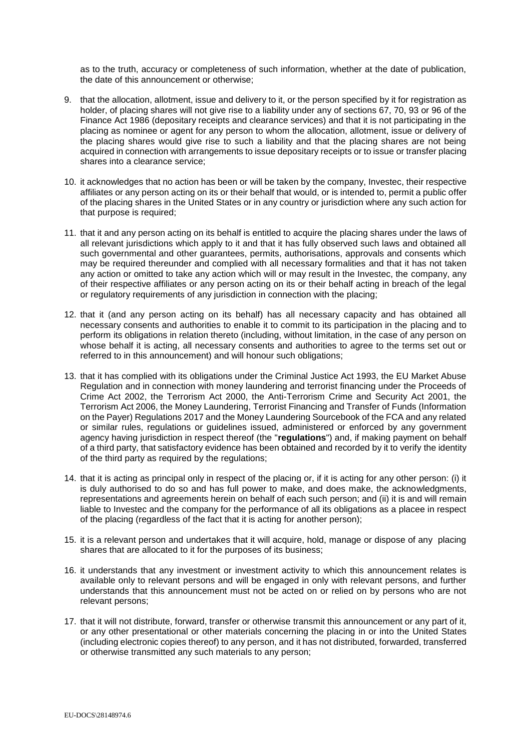as to the truth, accuracy or completeness of such information, whether at the date of publication, the date of this announcement or otherwise;

9. that the allocation, allotment, issue and delivery to it, or the person specified by it for registration as holder, of placing shares will not give rise to a liability under any of sections 67, 70, 93 or 96 of the Finance Act 1986 (depositary receipts and clearance services) and that it is not participating in the placing as nominee or agent for any person to whom the allocation, allotment, issue or delivery of the placing shares would give rise to such a liability and that the placing shares are not being acquired in connection with arrangements to issue depositary receipts or to issue or transfer placing shares into a clearance service;

10. it acknowledges that no action has been or will be taken by the company, Investec, their respective affiliates or any person acting on its or their behalf that would, or is intended to, permit a public offer of the placing shares in the United States or in any country or jurisdiction where any such action for that purpose is required;

11. that it and any person acting on its behalf is entitled to acquire the placing shares under the laws of all relevant jurisdictions which apply to it and that it has fully observed such laws and obtained all such governmental and other guarantees, permits, authorisations, approvals and consents which may be required thereunder and complied with all necessary formalities and that it has not taken any action or omitted to take any action which will or may result in the Investec, the company, any of their respective affiliates or any person acting on its or their behalf acting in breach of the legal or regulatory requirements of any jurisdiction in connection with the placing;

12. that it (and any person acting on its behalf) has all necessary capacity and has obtained all necessary consents and authorities to enable it to commit to its participation in the placing and to perform its obligations in relation thereto (including, without limitation, in the case of any person on whose behalf it is acting, all necessary consents and authorities to agree to the terms set out or referred to in this announcement) and will honour such obligations;

13. that it has complied with its obligations under the Criminal Justice Act 1993, the EU Market Abuse Regulation and in connection with money laundering and terrorist financing under the Proceeds of Crime Act 2002, the Terrorism Act 2000, the Anti-Terrorism Crime and Security Act 2001, the Terrorism Act 2006, the Money Laundering, Terrorist Financing and Transfer of Funds (Information on the Payer) Regulations 2017 and the Money Laundering Sourcebook of the FCA and any related or similar rules, regulations or guidelines issued, administered or enforced by any government agency having jurisdiction in respect thereof (the "**regulations**") and, if making payment on behalf of a third party, that satisfactory evidence has been obtained and recorded by it to verify the identity of the third party as required by the regulations;

14. that it is acting as principal only in respect of the placing or, if it is acting for any other person: (i) it is duly authorised to do so and has full power to make, and does make, the acknowledgments, representations and agreements herein on behalf of each such person; and (ii) it is and will remain liable to Investec and the company for the performance of all its obligations as a placee in respect of the placing (regardless of the fact that it is acting for another person);

15. it is a relevant person and undertakes that it will acquire, hold, manage or dispose of any placing shares that are allocated to it for the purposes of its business;

16. it understands that any investment or investment activity to which this announcement relates is available only to relevant persons and will be engaged in only with relevant persons, and further understands that this announcement must not be acted on or relied on by persons who are not relevant persons;

17. that it will not distribute, forward, transfer or otherwise transmit this announcement or any part of it, or any other presentational or other materials concerning the placing in or into the United States (including electronic copies thereof) to any person, and it has not distributed, forwarded, transferred or otherwise transmitted any such materials to any person;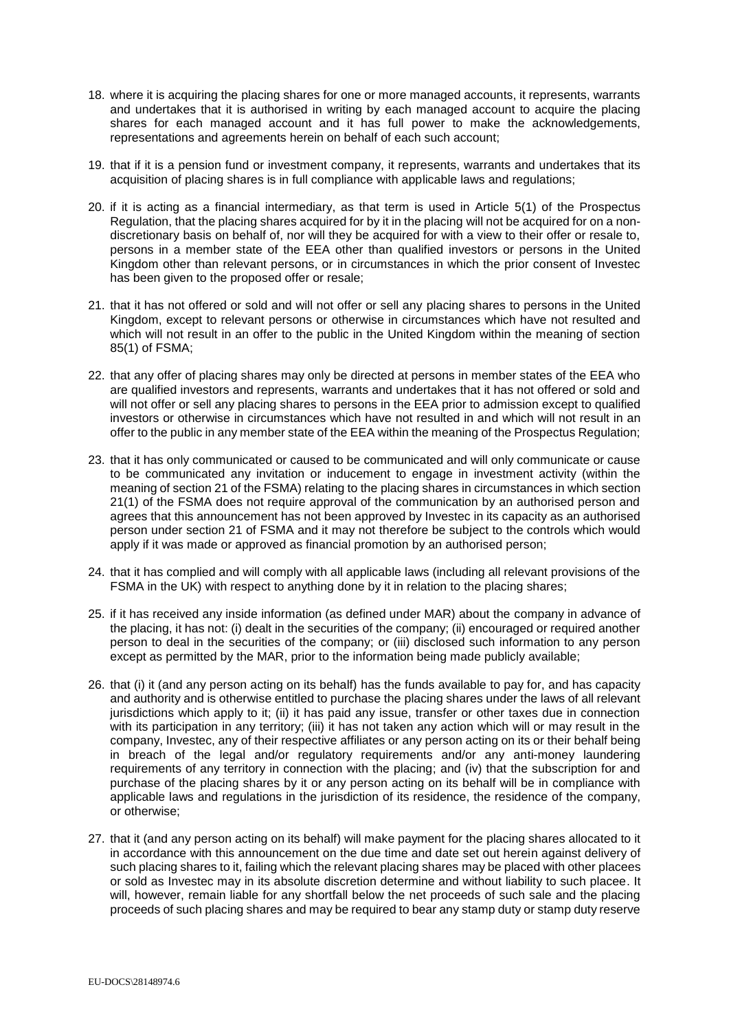18. where it is acquiring the placing shares for one or more managed accounts, it represents, warrants and undertakes that it is authorised in writing by each managed account to acquire the placing shares for each managed account and it has full power to make the acknowledgements, representations and agreements herein on behalf of each such account;

19. that if it is a pension fund or investment company, it represents, warrants and undertakes that its acquisition of placing shares is in full compliance with applicable laws and regulations;

20. if it is acting as a financial intermediary, as that term is used in Article 5(1) of the Prospectus Regulation, that the placing shares acquired for by it in the placing will not be acquired for on a non-discretionary basis on behalf of, nor will they be acquired for with a view to their offer or resale to, persons in a member state of the EEA other than qualified investors or persons in the United Kingdom other than relevant persons, or in circumstances in which the prior consent of Investec has been given to the proposed offer or resale;

21. that it has not offered or sold and will not offer or sell any placing shares to persons in the United Kingdom, except to relevant persons or otherwise in circumstances which have not resulted and which will not result in an offer to the public in the United Kingdom within the meaning of section 85(1) of FSMA;

22. that any offer of placing shares may only be directed at persons in member states of the EEA who are qualified investors and represents, warrants and undertakes that it has not offered or sold and will not offer or sell any placing shares to persons in the EEA prior to admission except to qualified investors or otherwise in circumstances which have not resulted in and which will not result in an offer to the public in any member state of the EEA within the meaning of the Prospectus Regulation;

23. that it has only communicated or caused to be communicated and will only communicate or cause to be communicated any invitation or inducement to engage in investment activity (within the meaning of section 21 of the FSMA) relating to the placing shares in circumstances in which section 21(1) of the FSMA does not require approval of the communication by an authorised person and agrees that this announcement has not been approved by Investec in its capacity as an authorised person under section 21 of FSMA and it may not therefore be subject to the controls which would apply if it was made or approved as financial promotion by an authorised person;

24. that it has complied and will comply with all applicable laws (including all relevant provisions of the FSMA in the UK) with respect to anything done by it in relation to the placing shares;

25. if it has received any inside information (as defined under MAR) about the company in advance of the placing, it has not: (i) dealt in the securities of the company; (ii) encouraged or required another person to deal in the securities of the company; or (iii) disclosed such information to any person except as permitted by the MAR, prior to the information being made publicly available;

26. that (i) it (and any person acting on its behalf) has the funds available to pay for, and has capacity and authority and is otherwise entitled to purchase the placing shares under the laws of all relevant jurisdictions which apply to it; (ii) it has paid any issue, transfer or other taxes due in connection with its participation in any territory; (iii) it has not taken any action which will or may result in the company, Investec, any of their respective affiliates or any person acting on its or their behalf being in breach of the legal and/or regulatory requirements and/or any anti-money laundering requirements of any territory in connection with the placing; and (iv) that the subscription for and purchase of the placing shares by it or any person acting on its behalf will be in compliance with applicable laws and regulations in the jurisdiction of its residence, the residence of the company, or otherwise;

27. that it (and any person acting on its behalf) will make payment for the placing shares allocated to it in accordance with this announcement on the due time and date set out herein against delivery of such placing shares to it, failing which the relevant placing shares may be placed with other placees or sold as Investec may in its absolute discretion determine and without liability to such placee. It will, however, remain liable for any shortfall below the net proceeds of such sale and the placing proceeds of such placing shares and may be required to bear any stamp duty or stamp duty reserve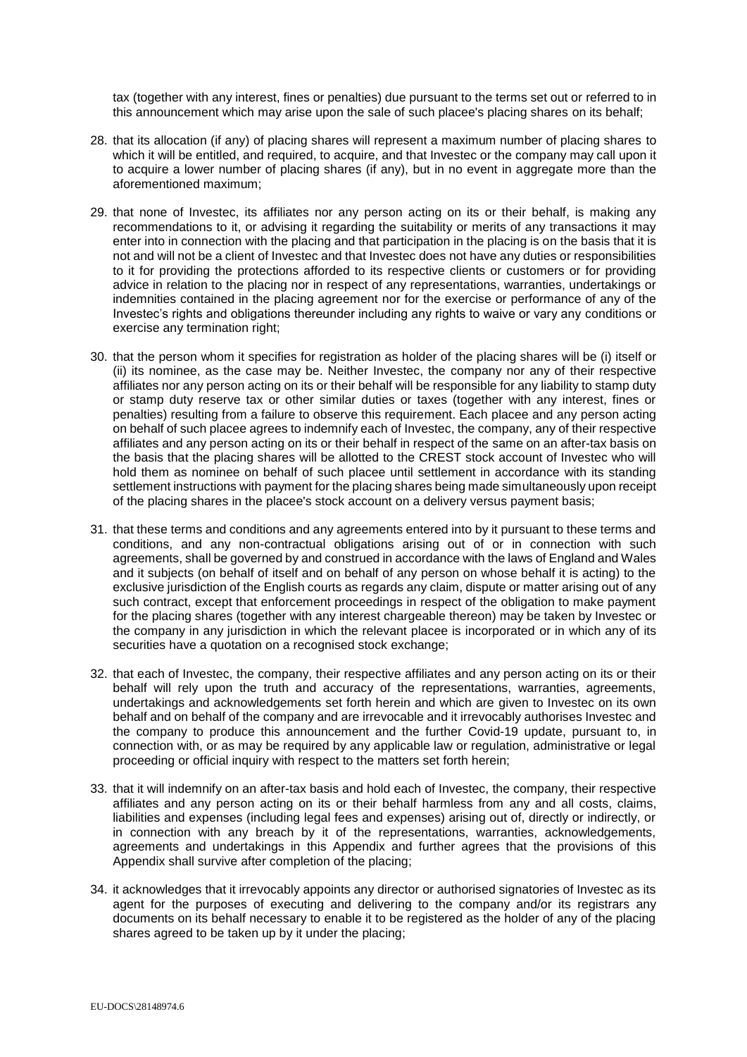tax (together with any interest, fines or penalties) due pursuant to the terms set out or referred to in this announcement which may arise upon the sale of such placee's placing shares on its behalf;

28. that its allocation (if any) of placing shares will represent a maximum number of placing shares to which it will be entitled, and required, to acquire, and that Investec or the company may call upon it to acquire a lower number of placing shares (if any), but in no event in aggregate more than the aforementioned maximum;

29. that none of Investec, its affiliates nor any person acting on its or their behalf, is making any recommendations to it, or advising it regarding the suitability or merits of any transactions it may enter into in connection with the placing and that participation in the placing is on the basis that it is not and will not be a client of Investec and that Investec does not have any duties or responsibilities to it for providing the protections afforded to its respective clients or customers or for providing advice in relation to the placing nor in respect of any representations, warranties, undertakings or indemnities contained in the placing agreement nor for the exercise or performance of any of the Investec's rights and obligations thereunder including any rights to waive or vary any conditions or exercise any termination right;

30. that the person whom it specifies for registration as holder of the placing shares will be (i) itself or (ii) its nominee, as the case may be. Neither Investec, the company nor any of their respective affiliates nor any person acting on its or their behalf will be responsible for any liability to stamp duty or stamp duty reserve tax or other similar duties or taxes (together with any interest, fines or penalties) resulting from a failure to observe this requirement. Each placee and any person acting on behalf of such placee agrees to indemnify each of Investec, the company, any of their respective affiliates and any person acting on its or their behalf in respect of the same on an after-tax basis on the basis that the placing shares will be allotted to the CREST stock account of Investec who will hold them as nominee on behalf of such placee until settlement in accordance with its standing settlement instructions with payment for the placing shares being made simultaneously upon receipt of the placing shares in the placee's stock account on a delivery versus payment basis;

31. that these terms and conditions and any agreements entered into by it pursuant to these terms and conditions, and any non-contractual obligations arising out of or in connection with such agreements, shall be governed by and construed in accordance with the laws of England and Wales and it subjects (on behalf of itself and on behalf of any person on whose behalf it is acting) to the exclusive jurisdiction of the English courts as regards any claim, dispute or matter arising out of any such contract, except that enforcement proceedings in respect of the obligation to make payment for the placing shares (together with any interest chargeable thereon) may be taken by Investec or the company in any jurisdiction in which the relevant placee is incorporated or in which any of its securities have a quotation on a recognised stock exchange;

32. that each of Investec, the company, their respective affiliates and any person acting on its or their behalf will rely upon the truth and accuracy of the representations, warranties, agreements, undertakings and acknowledgements set forth herein and which are given to Investec on its own behalf and on behalf of the company and are irrevocable and it irrevocably authorises Investec and the company to produce this announcement and the further Covid-19 update, pursuant to, in connection with, or as may be required by any applicable law or regulation, administrative or legal proceeding or official inquiry with respect to the matters set forth herein;

33. that it will indemnify on an after-tax basis and hold each of Investec, the company, their respective affiliates and any person acting on its or their behalf harmless from any and all costs, claims, liabilities and expenses (including legal fees and expenses) arising out of, directly or indirectly, or in connection with any breach by it of the representations, warranties, acknowledgements, agreements and undertakings in this Appendix and further agrees that the provisions of this Appendix shall survive after completion of the placing;

34. it acknowledges that it irrevocably appoints any director or authorised signatories of Investec as its agent for the purposes of executing and delivering to the company and/or its registrars any documents on its behalf necessary to enable it to be registered as the holder of any of the placing shares agreed to be taken up by it under the placing;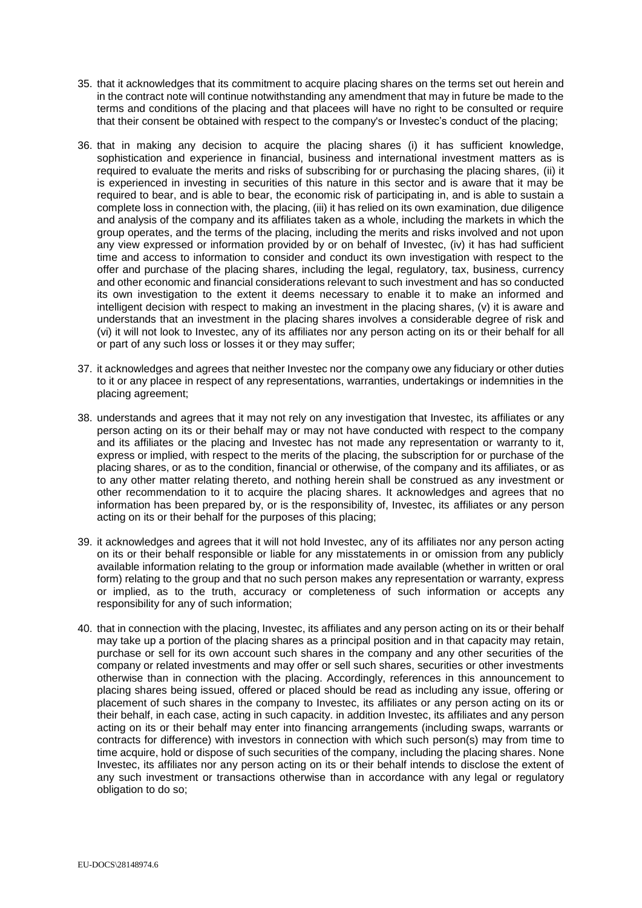35. that it acknowledges that its commitment to acquire placing shares on the terms set out herein and in the contract note will continue notwithstanding any amendment that may in future be made to the terms and conditions of the placing and that placees will have no right to be consulted or require that their consent be obtained with respect to the company's or Investec's conduct of the placing;

36. that in making any decision to acquire the placing shares (i) it has sufficient knowledge, sophistication and experience in financial, business and international investment matters as is required to evaluate the merits and risks of subscribing for or purchasing the placing shares, (ii) it is experienced in investing in securities of this nature in this sector and is aware that it may be required to bear, and is able to bear, the economic risk of participating in, and is able to sustain a complete loss in connection with, the placing, (iii) it has relied on its own examination, due diligence and analysis of the company and its affiliates taken as a whole, including the markets in which the group operates, and the terms of the placing, including the merits and risks involved and not upon any view expressed or information provided by or on behalf of Investec, (iv) it has had sufficient time and access to information to consider and conduct its own investigation with respect to the offer and purchase of the placing shares, including the legal, regulatory, tax, business, currency and other economic and financial considerations relevant to such investment and has so conducted its own investigation to the extent it deems necessary to enable it to make an informed and intelligent decision with respect to making an investment in the placing shares, (v) it is aware and understands that an investment in the placing shares involves a considerable degree of risk and (vi) it will not look to Investec, any of its affiliates nor any person acting on its or their behalf for all or part of any such loss or losses it or they may suffer;

37. it acknowledges and agrees that neither Investec nor the company owe any fiduciary or other duties to it or any placee in respect of any representations, warranties, undertakings or indemnities in the placing agreement;

38. understands and agrees that it may not rely on any investigation that Investec, its affiliates or any person acting on its or their behalf may or may not have conducted with respect to the company and its affiliates or the placing and Investec has not made any representation or warranty to it, express or implied, with respect to the merits of the placing, the subscription for or purchase of the placing shares, or as to the condition, financial or otherwise, of the company and its affiliates, or as to any other matter relating thereto, and nothing herein shall be construed as any investment or other recommendation to it to acquire the placing shares. It acknowledges and agrees that no information has been prepared by, or is the responsibility of, Investec, its affiliates or any person acting on its or their behalf for the purposes of this placing;

39. it acknowledges and agrees that it will not hold Investec, any of its affiliates nor any person acting on its or their behalf responsible or liable for any misstatements in or omission from any publicly available information relating to the group or information made available (whether in written or oral form) relating to the group and that no such person makes any representation or warranty, express or implied, as to the truth, accuracy or completeness of such information or accepts any responsibility for any of such information;

40. that in connection with the placing, Investec, its affiliates and any person acting on its or their behalf may take up a portion of the placing shares as a principal position and in that capacity may retain, purchase or sell for its own account such shares in the company and any other securities of the company or related investments and may offer or sell such shares, securities or other investments otherwise than in connection with the placing. Accordingly, references in this announcement to placing shares being issued, offered or placed should be read as including any issue, offering or placement of such shares in the company to Investec, its affiliates or any person acting on its or their behalf, in each case, acting in such capacity. in addition Investec, its affiliates and any person acting on its or their behalf may enter into financing arrangements (including swaps, warrants or contracts for difference) with investors in connection with which such person(s) may from time to time acquire, hold or dispose of such securities of the company, including the placing shares. None Investec, its affiliates nor any person acting on its or their behalf intends to disclose the extent of any such investment or transactions otherwise than in accordance with any legal or regulatory obligation to do so;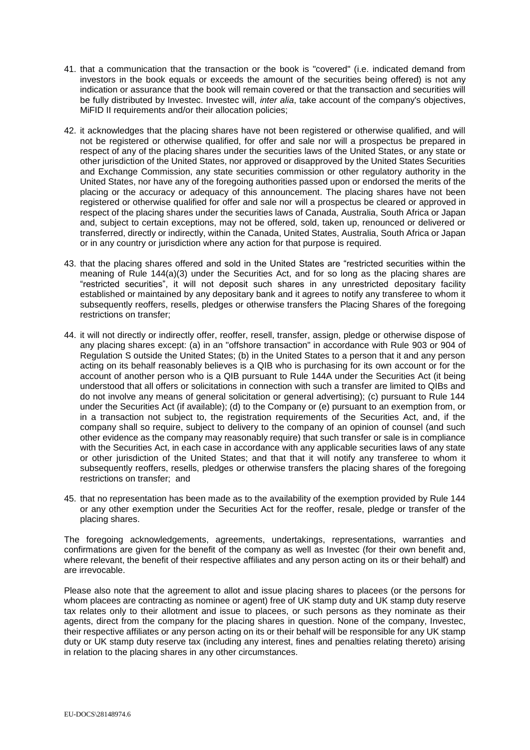41. that a communication that the transaction or the book is "covered" (i.e. indicated demand from investors in the book equals or exceeds the amount of the securities being offered) is not any indication or assurance that the book will remain covered or that the transaction and securities will be fully distributed by Investec. Investec will, *inter alia*, take account of the company's objectives, MiFID II requirements and/or their allocation policies;

42. it acknowledges that the placing shares have not been registered or otherwise qualified, and will not be registered or otherwise qualified, for offer and sale nor will a prospectus be prepared in respect of any of the placing shares under the securities laws of the United States, or any state or other jurisdiction of the United States, nor approved or disapproved by the United States Securities and Exchange Commission, any state securities commission or other regulatory authority in the United States, nor have any of the foregoing authorities passed upon or endorsed the merits of the placing or the accuracy or adequacy of this announcement. The placing shares have not been registered or otherwise qualified for offer and sale nor will a prospectus be cleared or approved in respect of the placing shares under the securities laws of Canada, Australia, South Africa or Japan and, subject to certain exceptions, may not be offered, sold, taken up, renounced or delivered or transferred, directly or indirectly, within the Canada, United States, Australia, South Africa or Japan or in any country or jurisdiction where any action for that purpose is required.

43. that the placing shares offered and sold in the United States are "restricted securities within the meaning of Rule 144(a)(3) under the Securities Act, and for so long as the placing shares are "restricted securities", it will not deposit such shares in any unrestricted depositary facility established or maintained by any depositary bank and it agrees to notify any transferee to whom it subsequently reoffers, resells, pledges or otherwise transfers the Placing Shares of the foregoing restrictions on transfer;

44. it will not directly or indirectly offer, reoffer, resell, transfer, assign, pledge or otherwise dispose of any placing shares except: (a) in an "offshore transaction" in accordance with Rule 903 or 904 of Regulation S outside the United States; (b) in the United States to a person that it and any person acting on its behalf reasonably believes is a QIB who is purchasing for its own account or for the account of another person who is a QIB pursuant to Rule 144A under the Securities Act (it being understood that all offers or solicitations in connection with such a transfer are limited to QIBs and do not involve any means of general solicitation or general advertising); (c) pursuant to Rule 144 under the Securities Act (if available); (d) to the Company or (e) pursuant to an exemption from, or in a transaction not subject to, the registration requirements of the Securities Act, and, if the company shall so require, subject to delivery to the company of an opinion of counsel (and such other evidence as the company may reasonably require) that such transfer or sale is in compliance with the Securities Act, in each case in accordance with any applicable securities laws of any state or other jurisdiction of the United States; and that that it will notify any transferee to whom it subsequently reoffers, resells, pledges or otherwise transfers the placing shares of the foregoing restrictions on transfer; and

45. that no representation has been made as to the availability of the exemption provided by Rule 144 or any other exemption under the Securities Act for the reoffer, resale, pledge or transfer of the placing shares.

The foregoing acknowledgements, agreements, undertakings, representations, warranties and confirmations are given for the benefit of the company as well as Investec (for their own benefit and, where relevant, the benefit of their respective affiliates and any person acting on its or their behalf) and are irrevocable.

Please also note that the agreement to allot and issue placing shares to placees (or the persons for whom placees are contracting as nominee or agent) free of UK stamp duty and UK stamp duty reserve tax relates only to their allotment and issue to placees, or such persons as they nominate as their agents, direct from the company for the placing shares in question. None of the company, Investec, their respective affiliates or any person acting on its or their behalf will be responsible for any UK stamp duty or UK stamp duty reserve tax (including any interest, fines and penalties relating thereto) arising in relation to the placing shares in any other circumstances.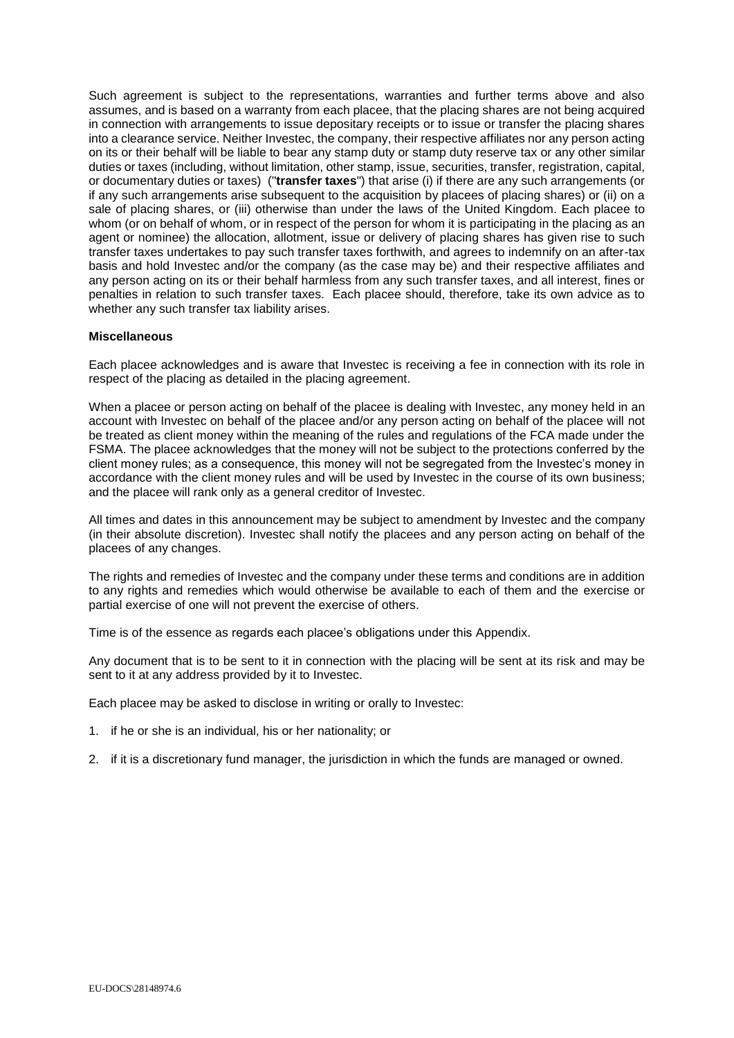Such agreement is subject to the representations, warranties and further terms above and also assumes, and is based on a warranty from each placee, that the placing shares are not being acquired in connection with arrangements to issue depositary receipts or to issue or transfer the placing shares into a clearance service. Neither Investec, the company, their respective affiliates nor any person acting on its or their behalf will be liable to bear any stamp duty or stamp duty reserve tax or any other similar duties or taxes (including, without limitation, other stamp, issue, securities, transfer, registration, capital, or documentary duties or taxes) ("**transfer taxes**") that arise (i) if there are any such arrangements (or if any such arrangements arise subsequent to the acquisition by placees of placing shares) or (ii) on a sale of placing shares, or (iii) otherwise than under the laws of the United Kingdom. Each placee to whom (or on behalf of whom, or in respect of the person for whom it is participating in the placing as an agent or nominee) the allocation, allotment, issue or delivery of placing shares has given rise to such transfer taxes undertakes to pay such transfer taxes forthwith, and agrees to indemnify on an after-tax basis and hold Investec and/or the company (as the case may be) and their respective affiliates and any person acting on its or their behalf harmless from any such transfer taxes, and all interest, fines or penalties in relation to such transfer taxes. Each placee should, therefore, take its own advice as to whether any such transfer tax liability arises.

**Miscellaneous**

Each placee acknowledges and is aware that Investec is receiving a fee in connection with its role in respect of the placing as detailed in the placing agreement.

When a placee or person acting on behalf of the placee is dealing with Investec, any money held in an account with Investec on behalf of the placee and/or any person acting on behalf of the placee will not be treated as client money within the meaning of the rules and regulations of the FCA made under the FSMA. The placee acknowledges that the money will not be subject to the protections conferred by the client money rules; as a consequence, this money will not be segregated from the Investec's money in accordance with the client money rules and will be used by Investec in the course of its own business; and the placee will rank only as a general creditor of Investec.

All times and dates in this announcement may be subject to amendment by Investec and the company (in their absolute discretion). Investec shall notify the placees and any person acting on behalf of the placees of any changes.

The rights and remedies of Investec and the company under these terms and conditions are in addition to any rights and remedies which would otherwise be available to each of them and the exercise or partial exercise of one will not prevent the exercise of others.

Time is of the essence as regards each placee's obligations under this Appendix.

Any document that is to be sent to it in connection with the placing will be sent at its risk and may be sent to it at any address provided by it to Investec.

Each placee may be asked to disclose in writing or orally to Investec:

1. if he or she is an individual, his or her nationality; or
2. if it is a discretionary fund manager, the jurisdiction in which the funds are managed or owned.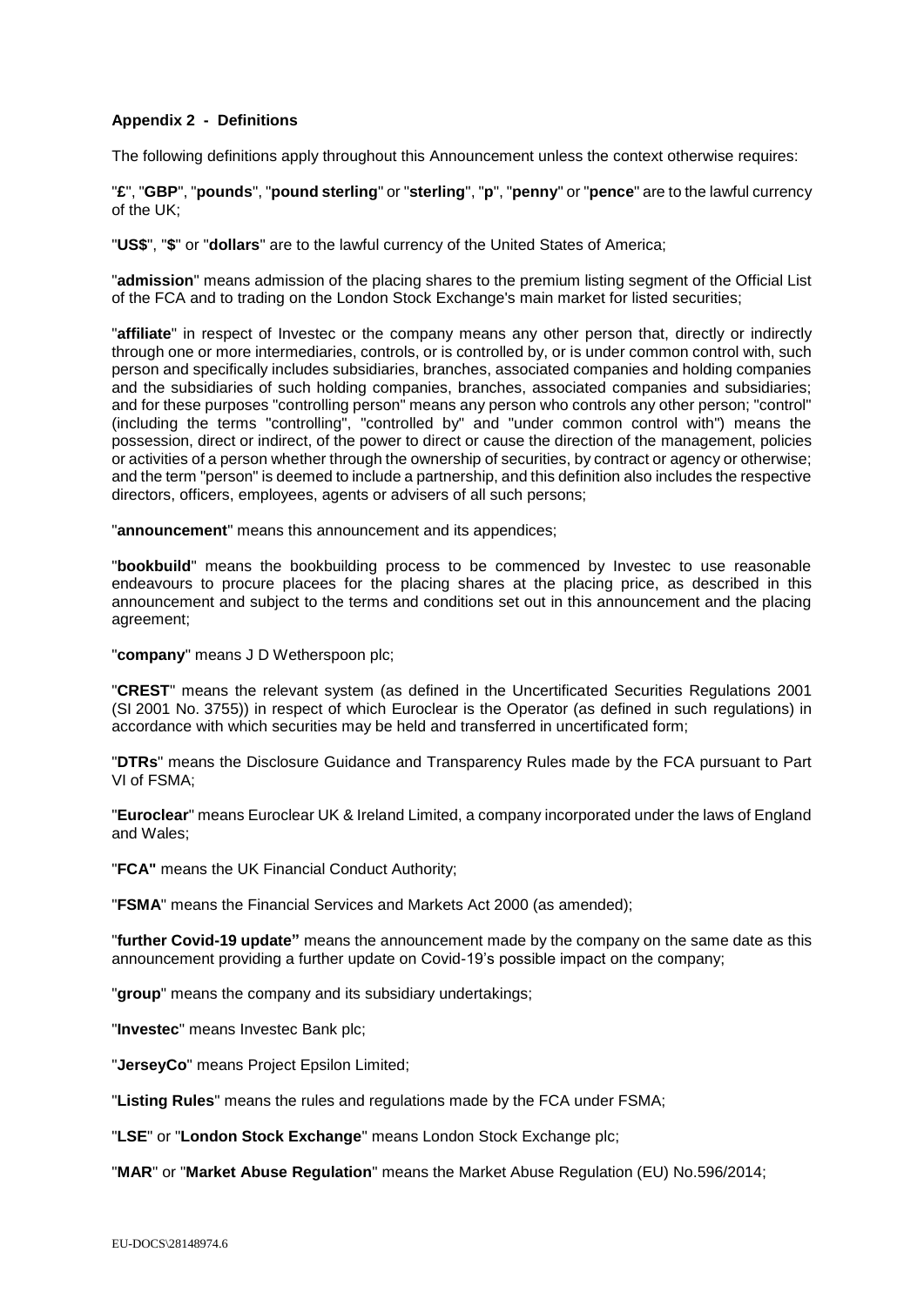**Appendix 2 - Definitions**

The following definitions apply throughout this Announcement unless the context otherwise requires:

"**£**", "**GBP**", "**pounds**", "**pound sterling**" or "**sterling**", "**p**", "**penny**" or "**pence**" are to the lawful currency of the UK;

"**US$**", "**$**" or "**dollars**" are to the lawful currency of the United States of America;

"**admission**" means admission of the placing shares to the premium listing segment of the Official List of the FCA and to trading on the London Stock Exchange's main market for listed securities;

"**affiliate**" in respect of Investec or the company means any other person that, directly or indirectly through one or more intermediaries, controls, or is controlled by, or is under common control with, such person and specifically includes subsidiaries, branches, associated companies and holding companies and the subsidiaries of such holding companies, branches, associated companies and subsidiaries; and for these purposes "controlling person" means any person who controls any other person; "control" (including the terms "controlling", "controlled by" and "under common control with") means the possession, direct or indirect, of the power to direct or cause the direction of the management, policies or activities of a person whether through the ownership of securities, by contract or agency or otherwise; and the term "person" is deemed to include a partnership, and this definition also includes the respective directors, officers, employees, agents or advisers of all such persons;

"**announcement**" means this announcement and its appendices;

"**bookbuild**" means the bookbuilding process to be commenced by Investec to use reasonable endeavours to procure placees for the placing shares at the placing price, as described in this announcement and subject to the terms and conditions set out in this announcement and the placing agreement;

"**company**" means J D Wetherspoon plc;

"**CREST**" means the relevant system (as defined in the Uncertificated Securities Regulations 2001 (SI 2001 No. 3755)) in respect of which Euroclear is the Operator (as defined in such regulations) in accordance with which securities may be held and transferred in uncertificated form;

"**DTRs**" means the Disclosure Guidance and Transparency Rules made by the FCA pursuant to Part VI of FSMA;

"**Euroclear**" means Euroclear UK & Ireland Limited, a company incorporated under the laws of England and Wales;

"**FCA"** means the UK Financial Conduct Authority;

"**FSMA**" means the Financial Services and Markets Act 2000 (as amended);

"**further Covid-19 update"** means the announcement made by the company on the same date as this announcement providing a further update on Covid-19's possible impact on the company;

"**group**" means the company and its subsidiary undertakings;

"**Investec**" means Investec Bank plc;

"**JerseyCo**" means Project Epsilon Limited;

"**Listing Rules**" means the rules and regulations made by the FCA under FSMA;

"**LSE**" or "**London Stock Exchange**" means London Stock Exchange plc;

"**MAR**" or "**Market Abuse Regulation**" means the Market Abuse Regulation (EU) No.596/2014;

EU-DOCS\28148974.6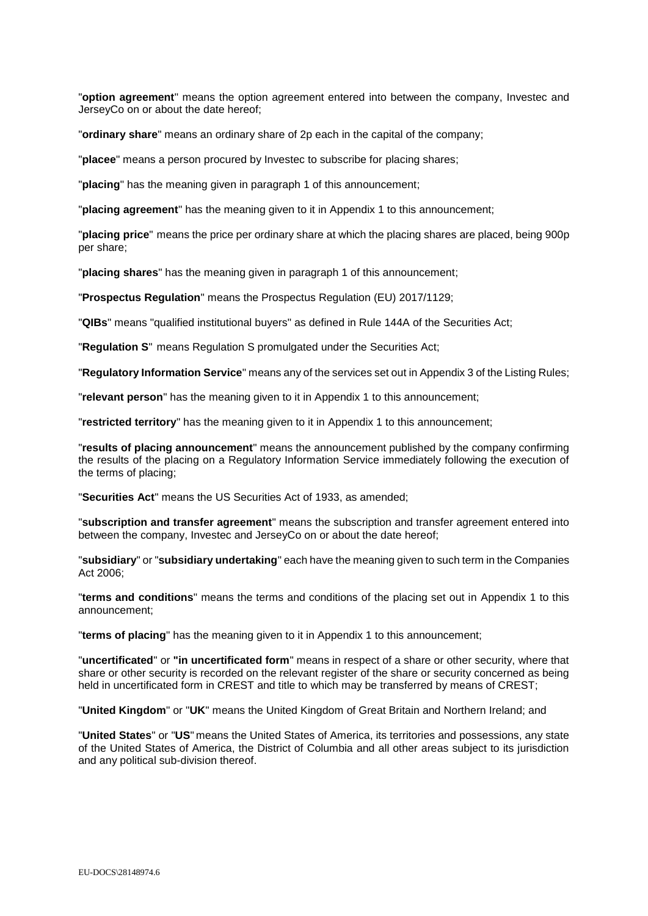"**option agreement**" means the option agreement entered into between the company, Investec and JerseyCo on or about the date hereof;

"**ordinary share**" means an ordinary share of 2p each in the capital of the company;

"**placee**" means a person procured by Investec to subscribe for placing shares;

"**placing**" has the meaning given in paragraph 1 of this announcement;

"**placing agreement**" has the meaning given to it in Appendix 1 to this announcement;

"**placing price**" means the price per ordinary share at which the placing shares are placed, being 900p per share;

"**placing shares**" has the meaning given in paragraph 1 of this announcement;

"**Prospectus Regulation**" means the Prospectus Regulation (EU) 2017/1129;

"**QIBs**" means "qualified institutional buyers" as defined in Rule 144A of the Securities Act;

"**Regulation S**" means Regulation S promulgated under the Securities Act;

"**Regulatory Information Service**" means any of the services set out in Appendix 3 of the Listing Rules;

"**relevant person**" has the meaning given to it in Appendix 1 to this announcement;

"**restricted territory**" has the meaning given to it in Appendix 1 to this announcement;

"**results of placing announcement**" means the announcement published by the company confirming the results of the placing on a Regulatory Information Service immediately following the execution of the terms of placing;

"**Securities Act**" means the US Securities Act of 1933, as amended;

"**subscription and transfer agreement**" means the subscription and transfer agreement entered into between the company, Investec and JerseyCo on or about the date hereof;

"**subsidiary**" or "**subsidiary undertaking**" each have the meaning given to such term in the Companies Act 2006;

"**terms and conditions**" means the terms and conditions of the placing set out in Appendix 1 to this announcement;

"**terms of placing**" has the meaning given to it in Appendix 1 to this announcement;

"**uncertificated**" or **"in uncertificated form**" means in respect of a share or other security, where that share or other security is recorded on the relevant register of the share or security concerned as being held in uncertificated form in CREST and title to which may be transferred by means of CREST;

"**United Kingdom**" or "**UK**" means the United Kingdom of Great Britain and Northern Ireland; and

"**United States**" or "**US**" means the United States of America, its territories and possessions, any state of the United States of America, the District of Columbia and all other areas subject to its jurisdiction and any political sub-division thereof.

EU-DOCS\28148974.6